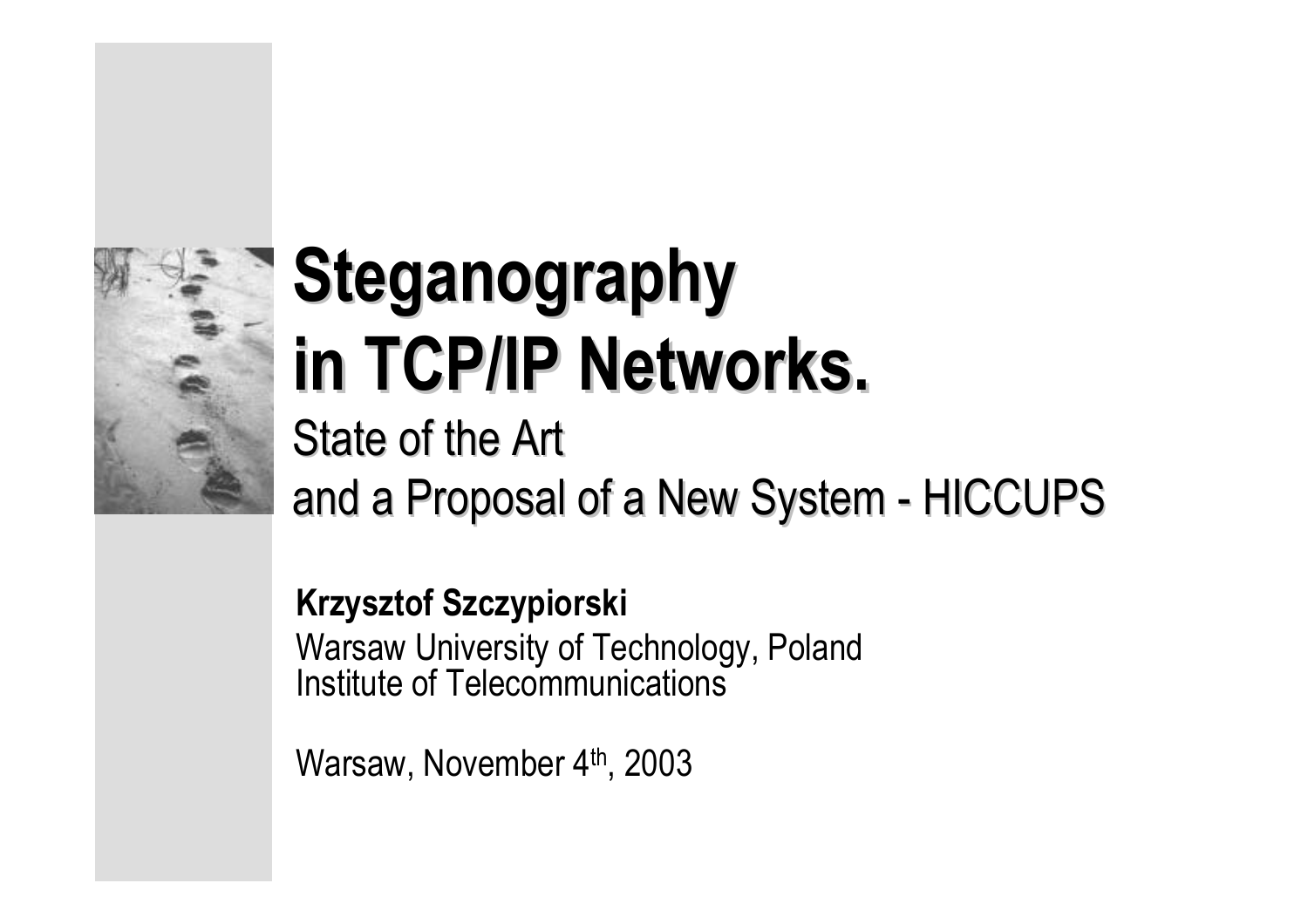# Steganography in TCP/IP Networks.

## State of the Art and a Proposal of a New System - HICCUPS

**Krzysztof Szczypiorski**

Warsaw University of Technology, Poland
Institute of Telecommunications

Warsaw, November 4th, 2003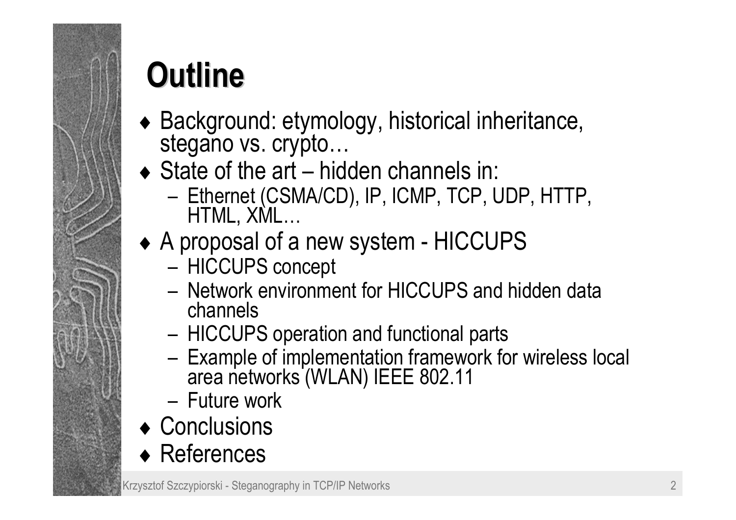# Outline

- Background: etymology, historical inheritance, stegano vs. crypto…
- State of the art – hidden channels in:
  - Ethernet (CSMA/CD), IP, ICMP, TCP, UDP, HTTP, HTML, XML…
- A proposal of a new system - HICCUPS
  - HICCUPS concept
  - Network environment for HICCUPS and hidden data channels
  - HICCUPS operation and functional parts
  - Example of implementation framework for wireless local area networks (WLAN) IEEE 802.11
  - Future work
- Conclusions
- References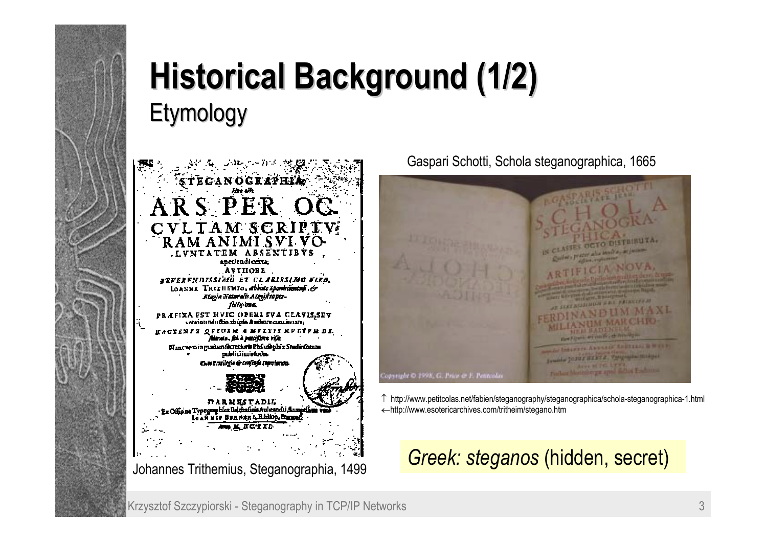# Historical Background (1/2)

## Etymology

Johannes Trithemius, Steganographia, 1499

Gaspari Schotti, Schola steganographica, 1665

↑ http://www.petitcolas.net/fabien/steganography/steganographica/schola-steganographica-1.html
←http://www.esotericarchives.com/tritheim/stegano.htm

*Greek: steganos* (hidden, secret)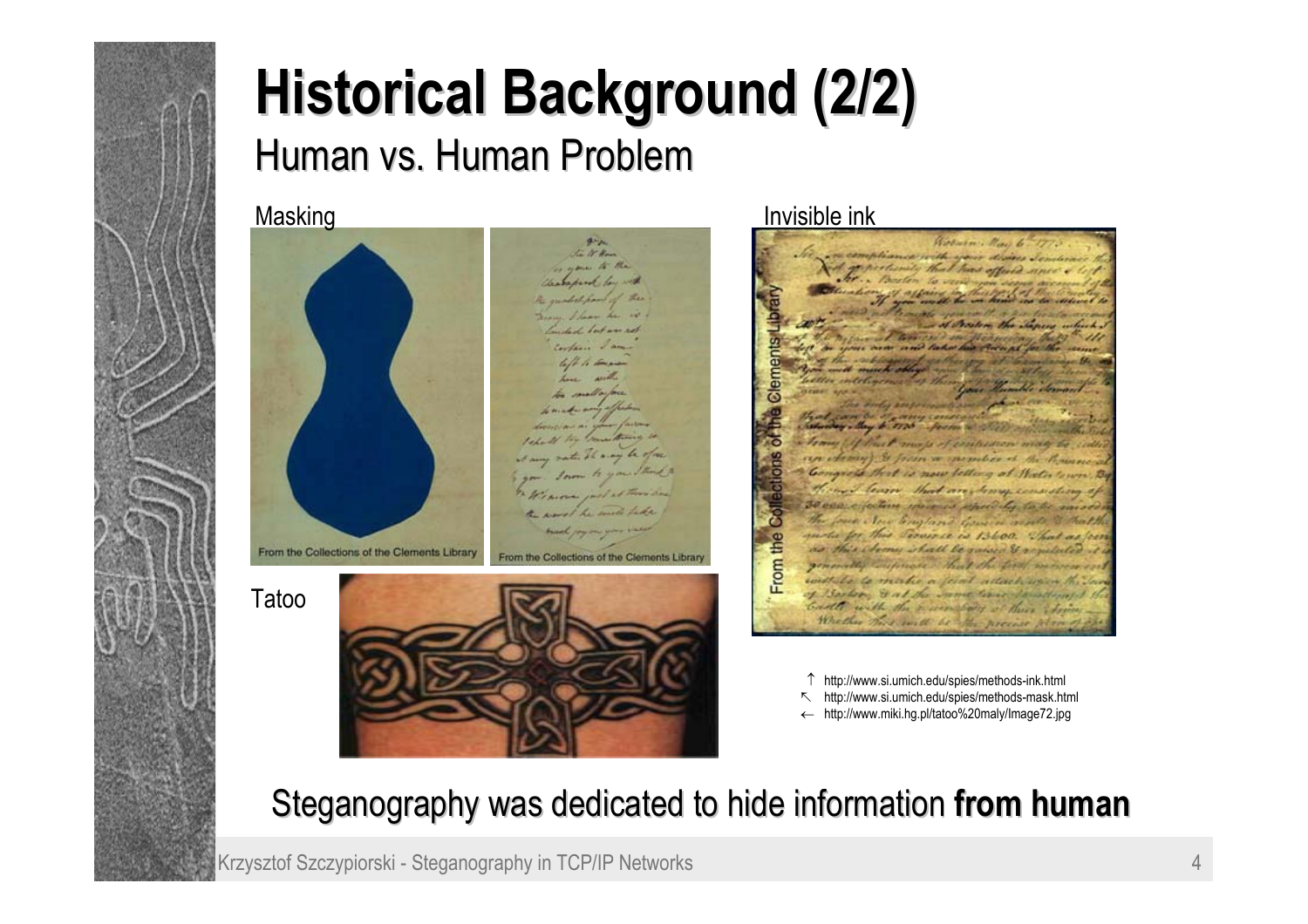# Historical Background (2/2)

## Human vs. Human Problem

Masking

From the Collections of the Clements Library

From the Collections of the Clements Library

Invisible ink

From the Collections of the Clements Library

Tatoo

↑ http://www.si.umich.edu/spies/methods-ink.html
↖ http://www.si.umich.edu/spies/methods-mask.html
← http://www.miki.hg.pl/tatoo%20maly/Image72.jpg

Steganography was dedicated to hide information **from human**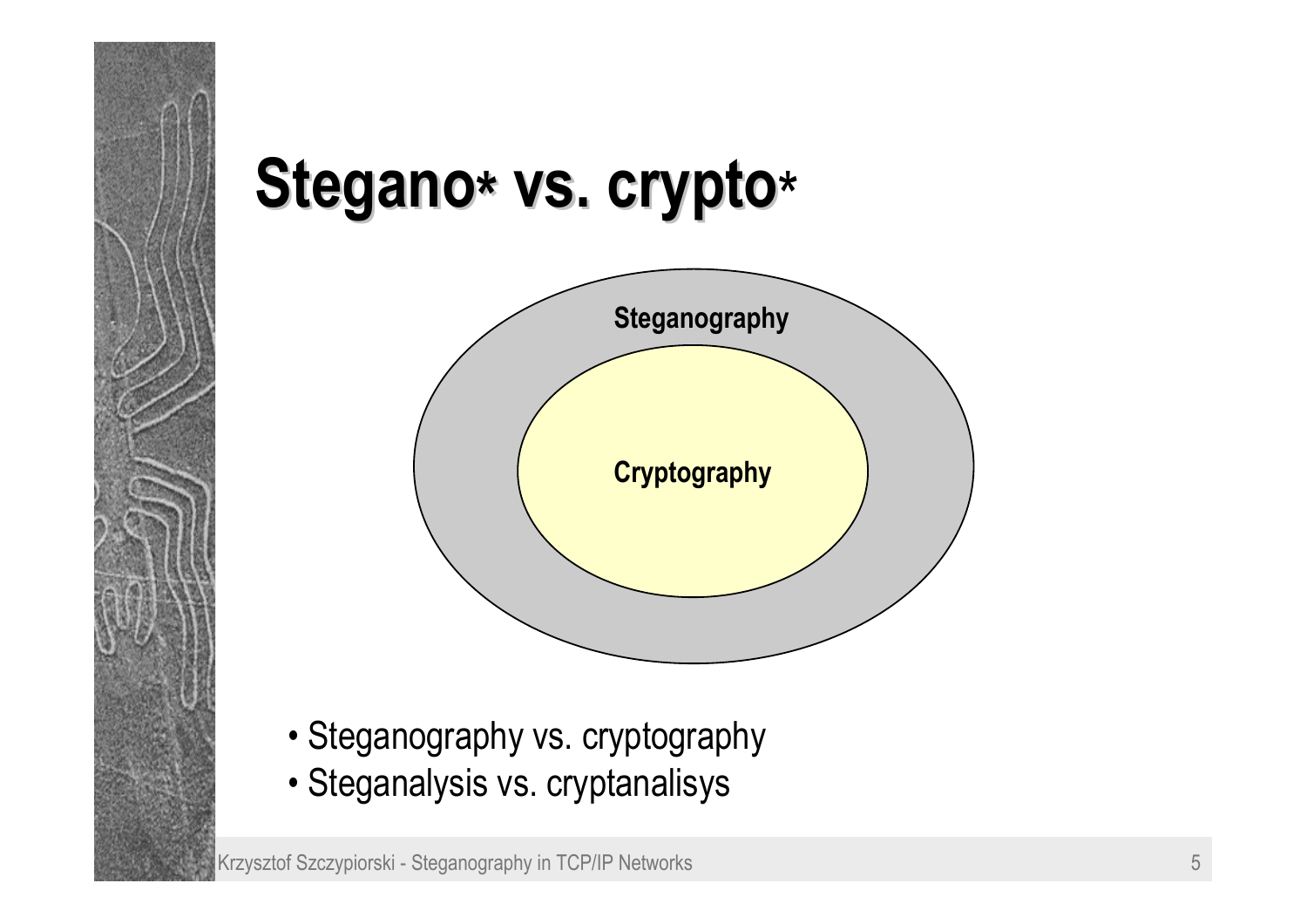# Stegano* vs. crypto*

Steganography

Cryptography

- Steganography vs. cryptography
- Steganalysis vs. cryptanalisys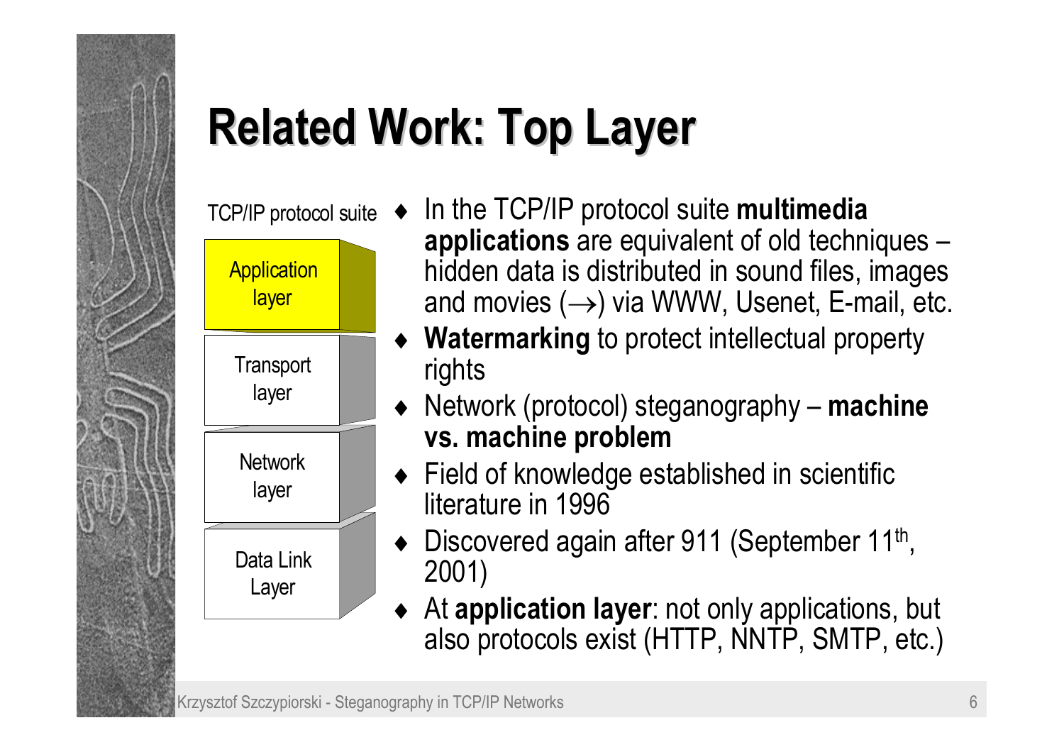# Related Work: Top Layer

TCP/IP protocol suite

- Application layer
- Transport layer
- Network layer
- Data Link Layer

- In the TCP/IP protocol suite **multimedia applications** are equivalent of old techniques – hidden data is distributed in sound files, images and movies (→) via WWW, Usenet, E-mail, etc.
- **Watermarking** to protect intellectual property rights
- Network (protocol) steganography – **machine vs. machine problem**
- Field of knowledge established in scientific literature in 1996
- Discovered again after 911 (September 11th, 2001)
- At **application layer**: not only applications, but also protocols exist (HTTP, NNTP, SMTP, etc.)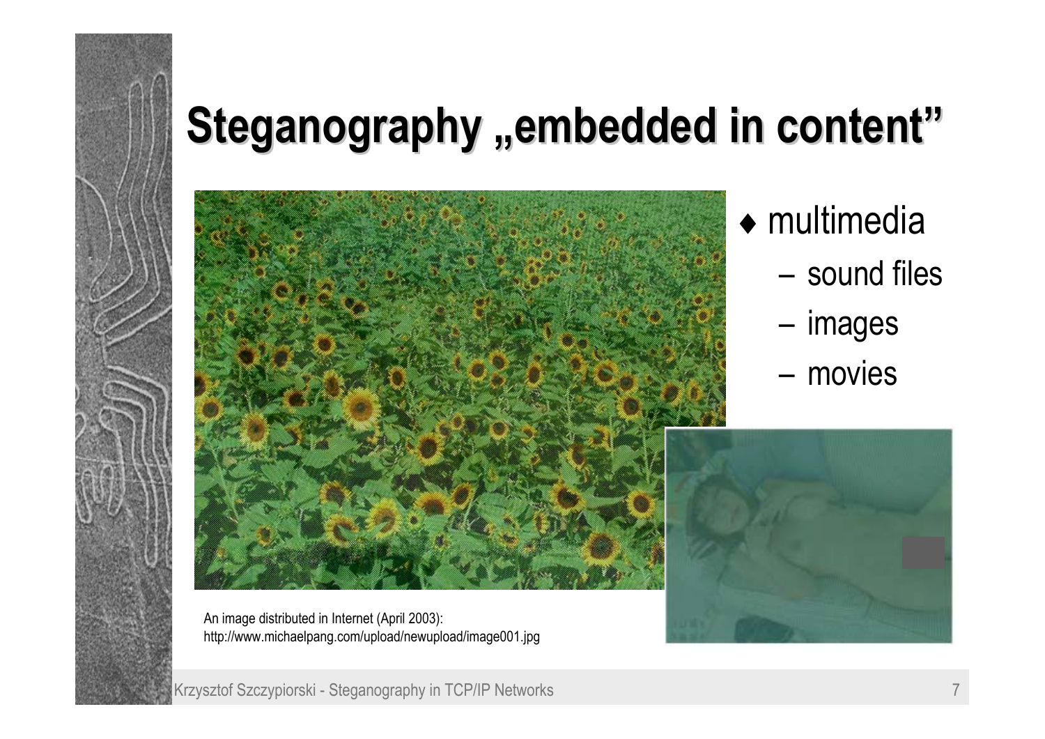# Steganography „embedded in content”

- multimedia
  - sound files
  - images
  - movies

An image distributed in Internet (April 2003):
http://www.michaelpang.com/upload/newupload/image001.jpg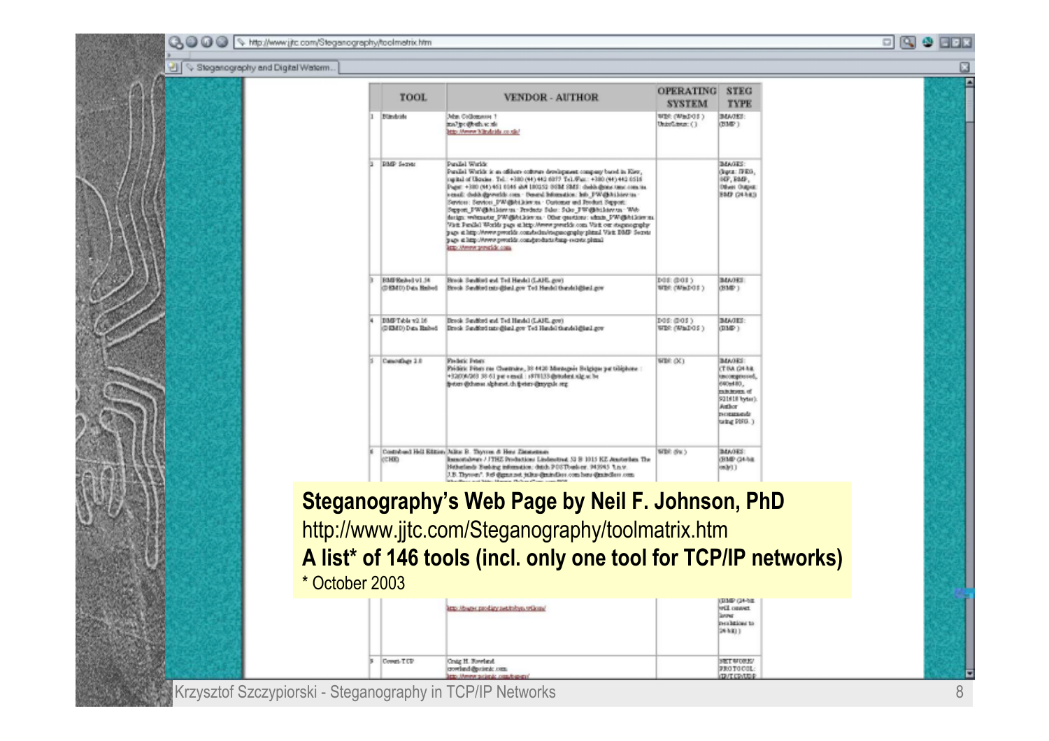**Steganography's Web Page by Neil F. Johnson, PhD**

http://www.jjtc.com/Steganography/toolmatrix.htm

**A list* of 146 tools (incl. only one tool for TCP/IP networks)**

* October 2003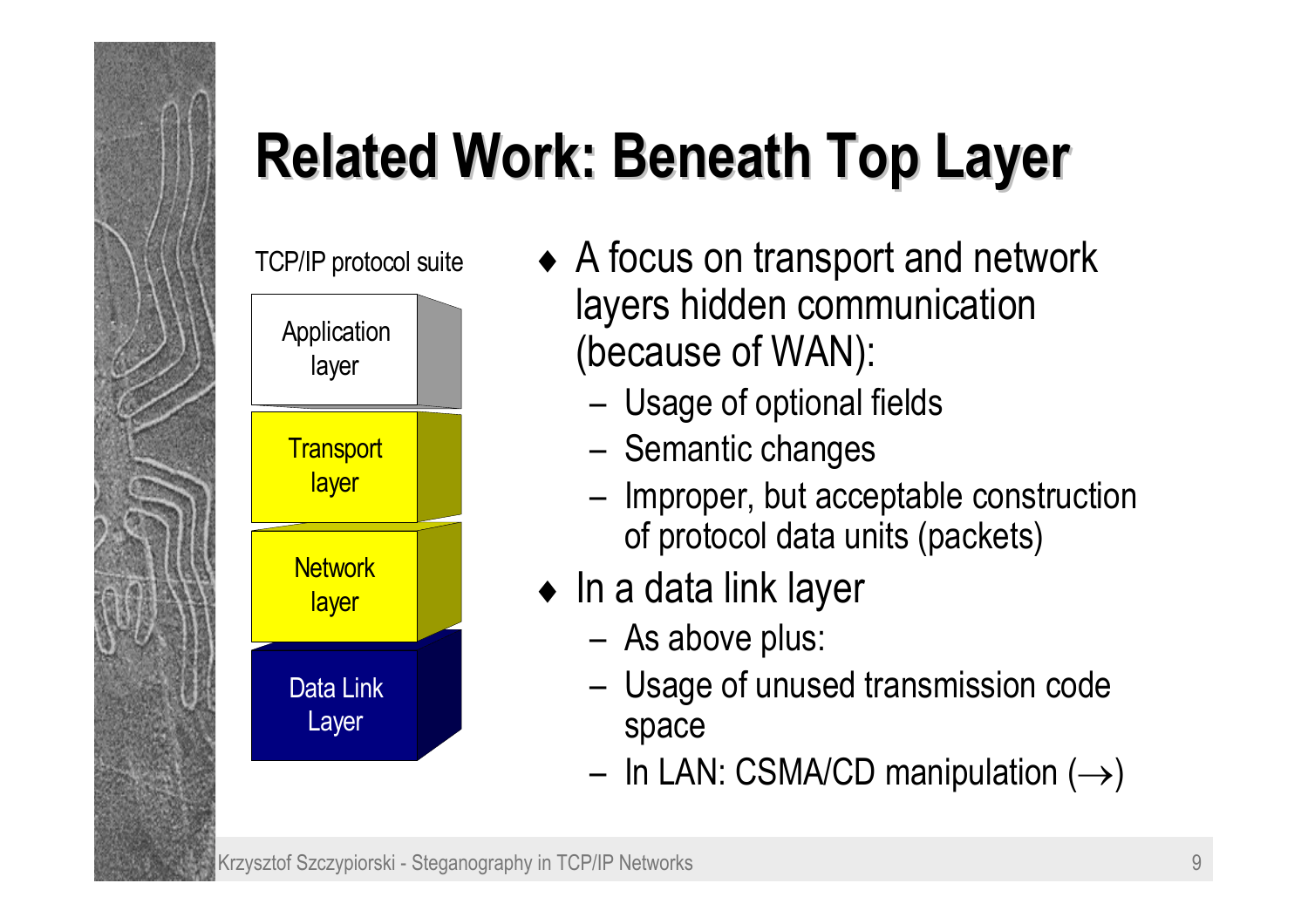# Related Work: Beneath Top Layer

TCP/IP protocol suite

- Application layer
- Transport layer
- Network layer
- Data Link Layer

- A focus on transport and network layers hidden communication (because of WAN):
  - Usage of optional fields
  - Semantic changes
  - Improper, but acceptable construction of protocol data units (packets)
- In a data link layer
  - As above plus:
  - Usage of unused transmission code space
  - In LAN: CSMA/CD manipulation (→)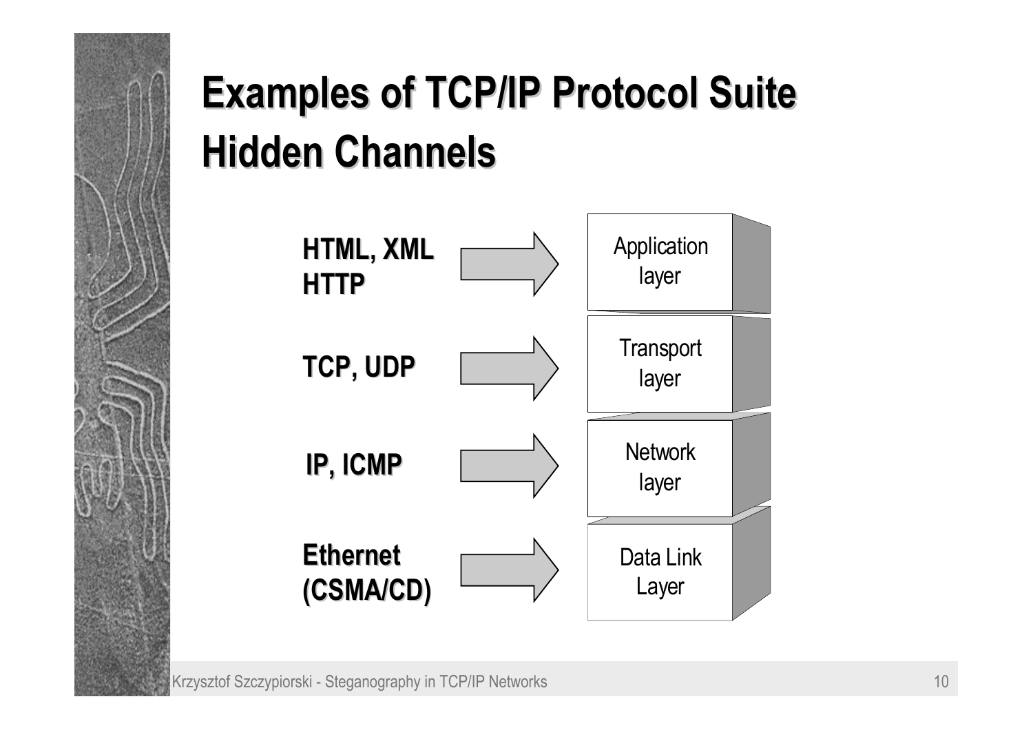# Examples of TCP/IP Protocol Suite Hidden Channels

| Examples | Layer |
| --- | --- |
| **HTML, XML HTTP** | Application layer |
| **TCP, UDP** | Transport layer |
| **IP, ICMP** | Network layer |
| **Ethernet (CSMA/CD)** | Data Link Layer |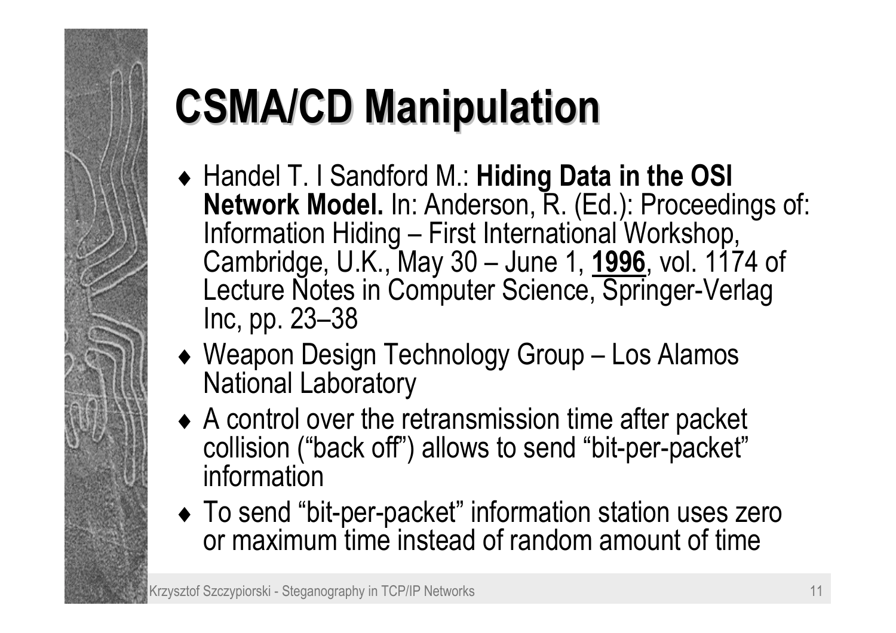# CSMA/CD Manipulation

- Handel T. I Sandford M.: **Hiding Data in the OSI Network Model.** In: Anderson, R. (Ed.): Proceedings of: Information Hiding – First International Workshop, Cambridge, U.K., May 30 – June 1, **1996**, vol. 1174 of Lecture Notes in Computer Science, Springer-Verlag Inc, pp. 23–38
- Weapon Design Technology Group – Los Alamos National Laboratory
- A control over the retransmission time after packet collision ("back off") allows to send "bit-per-packet" information
- To send "bit-per-packet" information station uses zero or maximum time instead of random amount of time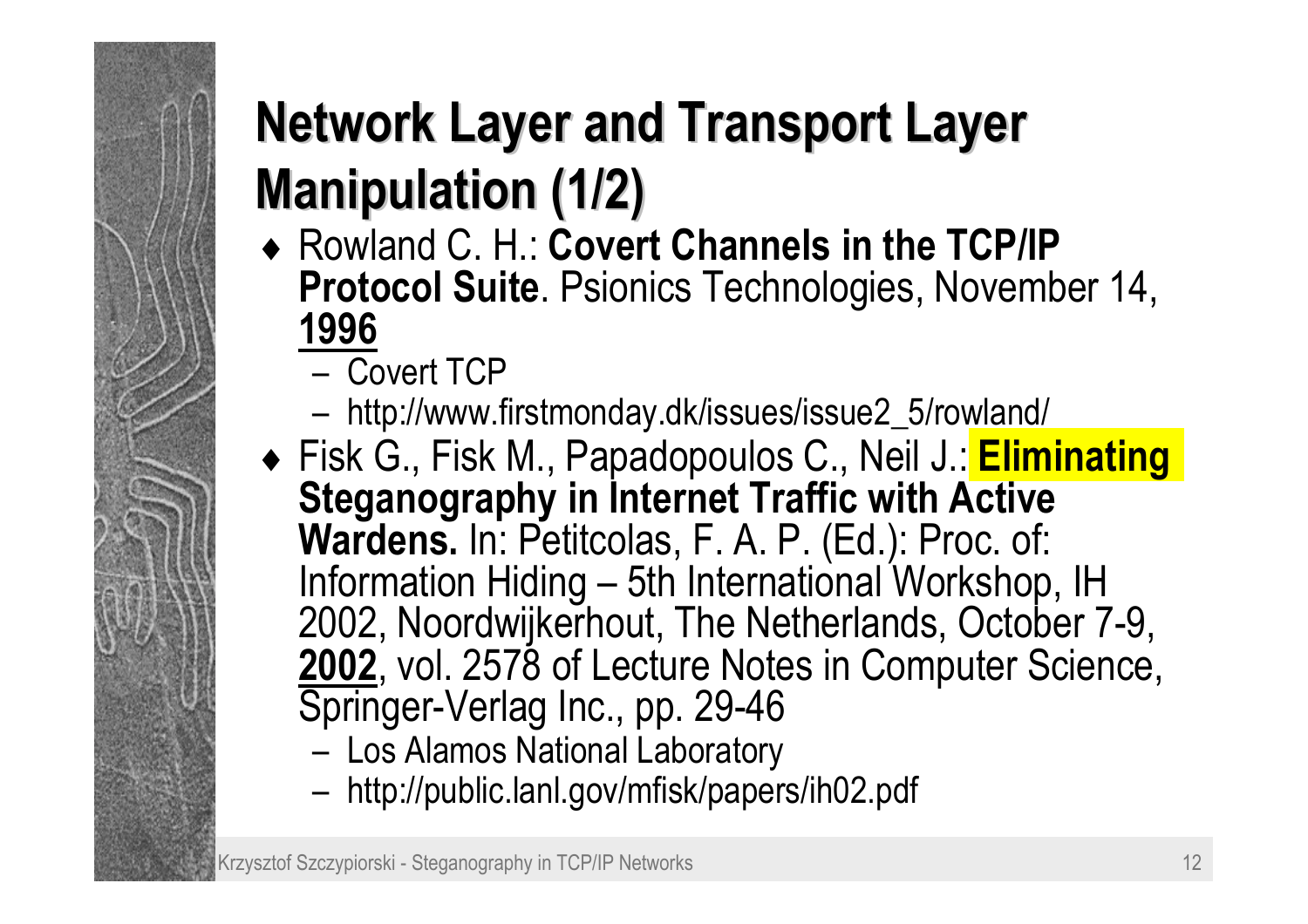# Network Layer and Transport Layer Manipulation (1/2)

- Rowland C. H.: **Covert Channels in the TCP/IP Protocol Suite**. Psionics Technologies, November 14, **1996**
  - Covert TCP
  - http://www.firstmonday.dk/issues/issue2_5/rowland/
- Fisk G., Fisk M., Papadopoulos C., Neil J.: **Eliminating Steganography in Internet Traffic with Active Wardens.** In: Petitcolas, F. A. P. (Ed.): Proc. of: Information Hiding – 5th International Workshop, IH 2002, Noordwijkerhout, The Netherlands, October 7-9, **2002**, vol. 2578 of Lecture Notes in Computer Science, Springer-Verlag Inc., pp. 29-46
  - Los Alamos National Laboratory
  - http://public.lanl.gov/mfisk/papers/ih02.pdf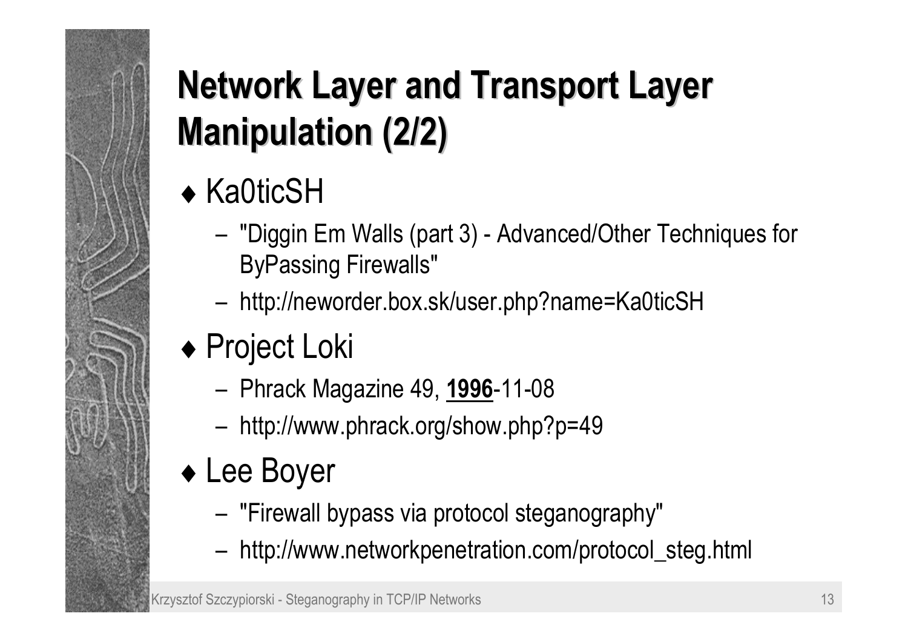# Network Layer and Transport Layer Manipulation (2/2)

- Ka0ticSH
  - "Diggin Em Walls (part 3) - Advanced/Other Techniques for ByPassing Firewalls"
  - http://neworder.box.sk/user.php?name=Ka0ticSH
- Project Loki
  - Phrack Magazine 49, **1996**-11-08
  - http://www.phrack.org/show.php?p=49
- Lee Boyer
  - "Firewall bypass via protocol steganography"
  - http://www.networkpenetration.com/protocol_steg.html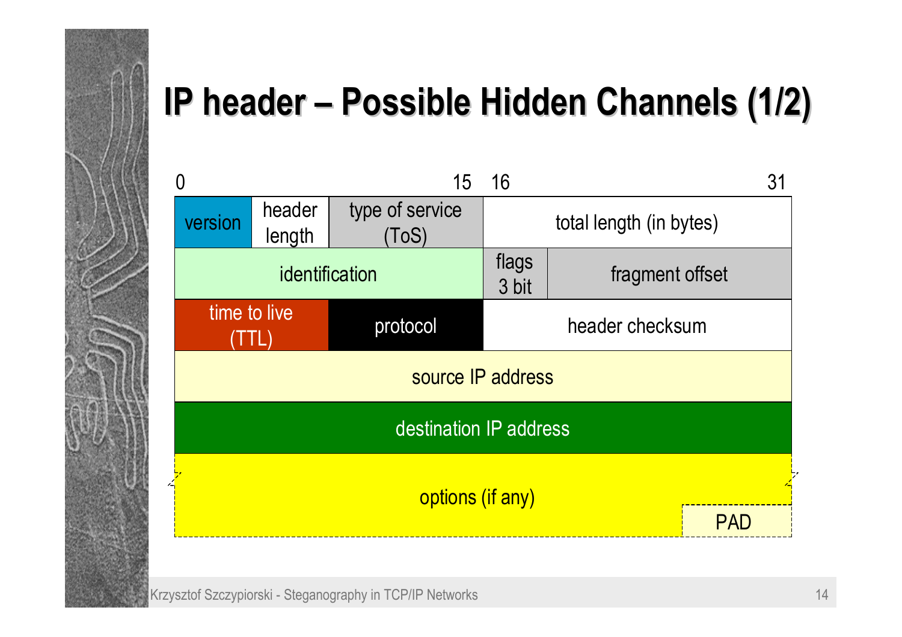# IP header – Possible Hidden Channels (1/2)

| 0 | | | 15 | 16 | | 31 |
|---|---|---|---|---|---|---|
| version | header length | type of service (ToS) | | total length (in bytes) | | |
| identification | | | | flags 3 bit | fragment offset | |
| time to live (TTL) | | protocol | | header checksum | | |
| source IP address | | | | | | |
| destination IP address | | | | | | |
| options (if any) | | | | | | PAD |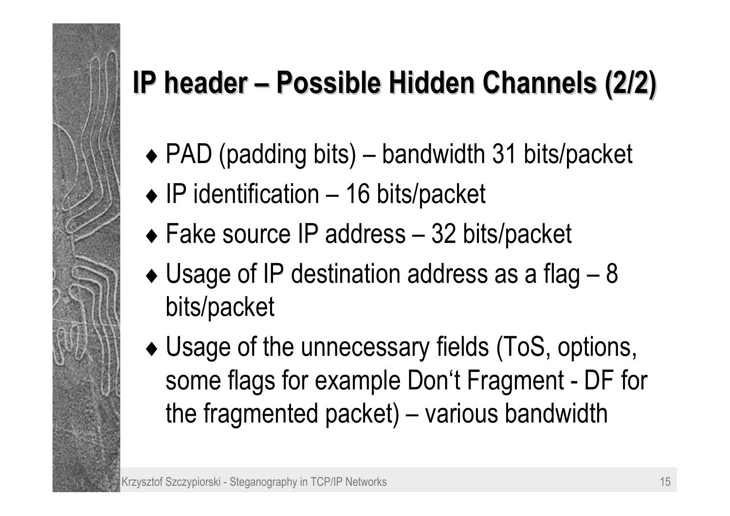# IP header – Possible Hidden Channels (2/2)

- PAD (padding bits) – bandwidth 31 bits/packet
- IP identification – 16 bits/packet
- Fake source IP address – 32 bits/packet
- Usage of IP destination address as a flag – 8 bits/packet
- Usage of the unnecessary fields (ToS, options, some flags for example Don‘t Fragment - DF for the fragmented packet) – various bandwidth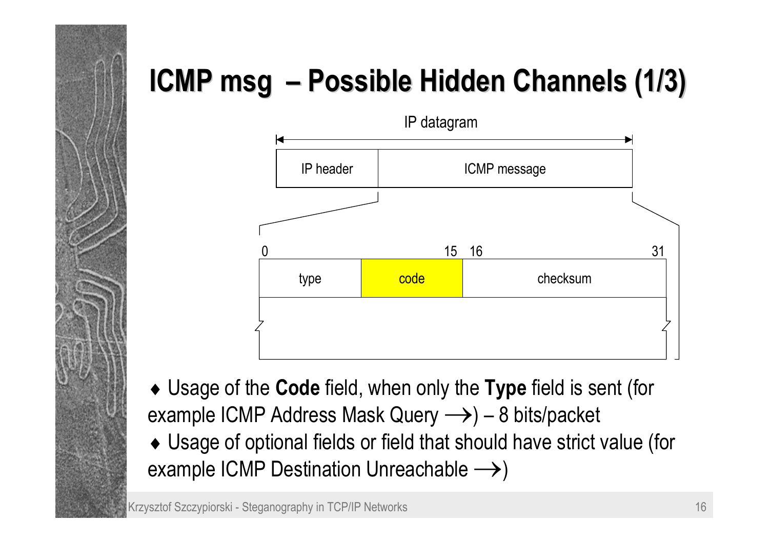# ICMP msg – Possible Hidden Channels (1/3)

IP datagram

| IP header | ICMP message |
| --- | --- |

| 0 | 15 | 16 | 31 |
| --- | --- | --- | --- |
| type | code | checksum | |

- Usage of the **Code** field, when only the **Type** field is sent (for example ICMP Address Mask Query ⟶) – 8 bits/packet
- Usage of optional fields or field that should have strict value (for example ICMP Destination Unreachable ⟶)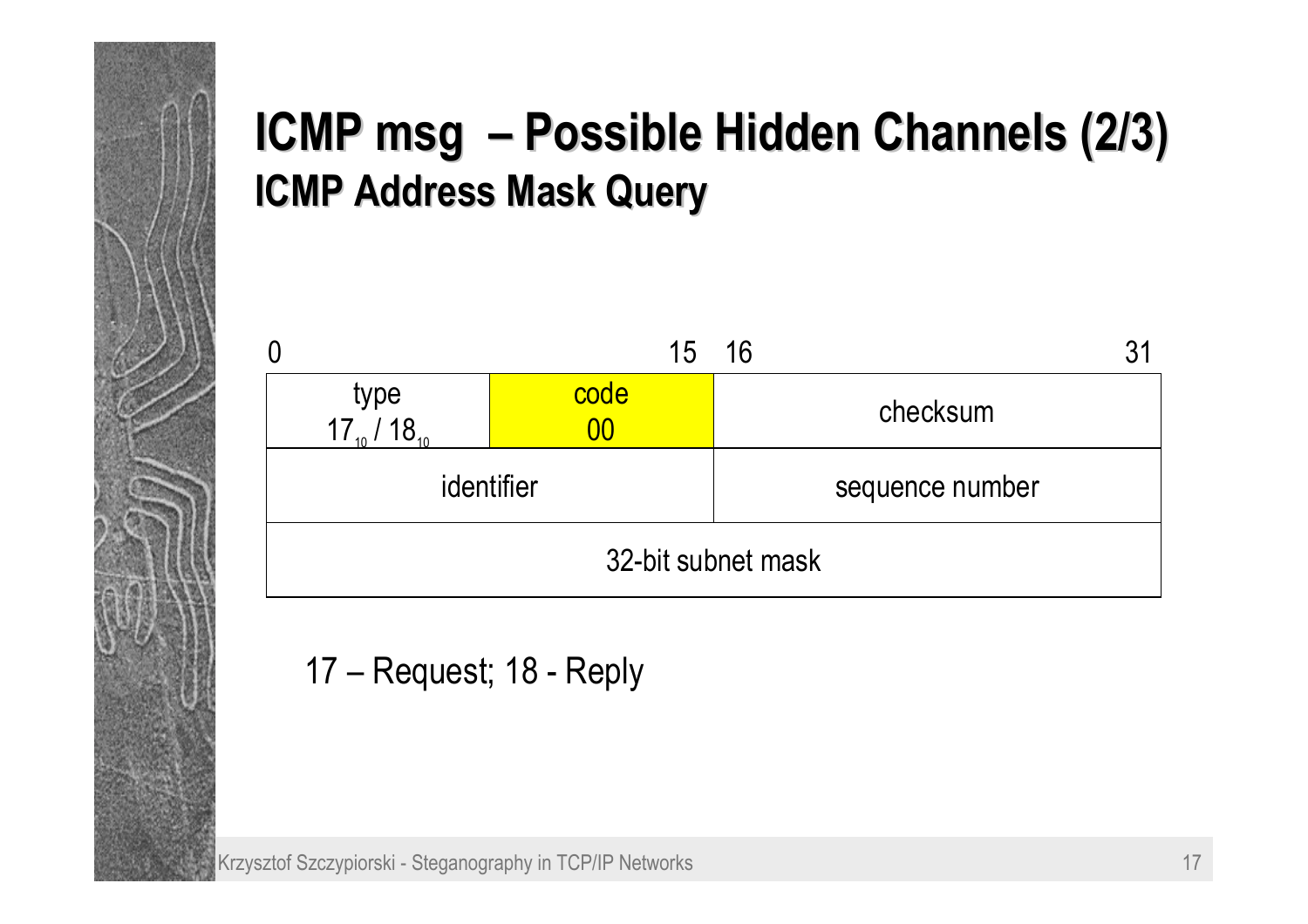# ICMP msg – Possible Hidden Channels (2/3)

## ICMP Address Mask Query

| 0 | 15 | 16 | 31 |
|---|---|---|---|
| type $17_{10}$ / $18_{10}$ | code 00 | checksum | |
| identifier | | sequence number | |
| 32-bit subnet mask | | | |

17 – Request; 18 - Reply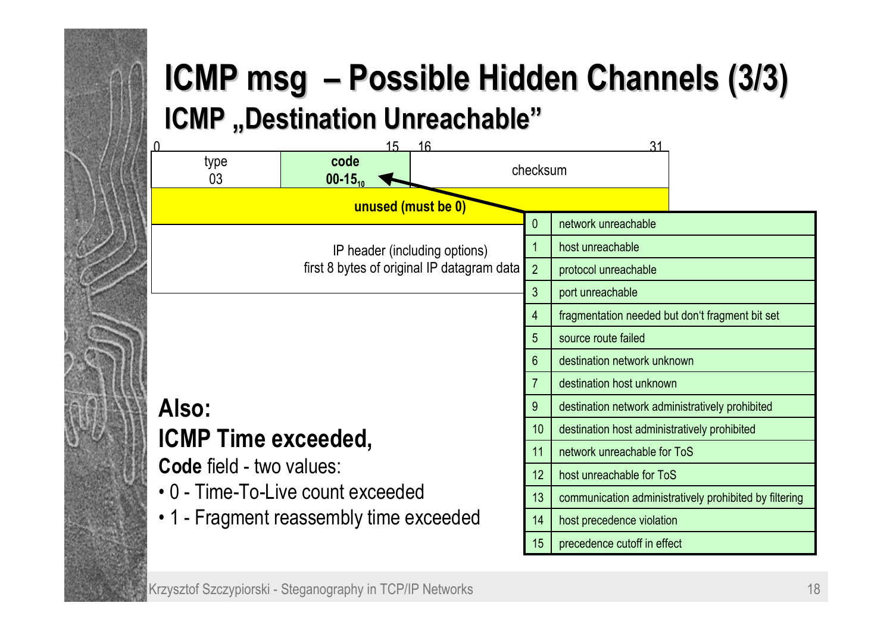# ICMP msg – Possible Hidden Channels (3/3)

## ICMP „Destination Unreachable"

| 0 – 7 | 8 – 15 | 16 – 31 |
|---|---|---|
| type 03 | **code** **$00\text{-}15_{10}$** | checksum |
| **unused (must be 0)** | | |
| IP header (including options) first 8 bytes of original IP datagram data | | |

| Code | Meaning |
|---|---|
| 0 | network unreachable |
| 1 | host unreachable |
| 2 | protocol unreachable |
| 3 | port unreachable |
| 4 | fragmentation needed but don't fragment bit set |
| 5 | source route failed |
| 6 | destination network unknown |
| 7 | destination host unknown |
| 9 | destination network administratively prohibited |
| 10 | destination host administratively prohibited |
| 11 | network unreachable for ToS |
| 12 | host unreachable for ToS |
| 13 | communication administratively prohibited by filtering |
| 14 | host precedence violation |
| 15 | precedence cutoff in effect |

**Also:**

**ICMP Time exceeded,**

**Code** field - two values:

- 0 - Time-To-Live count exceeded
- 1 - Fragment reassembly time exceeded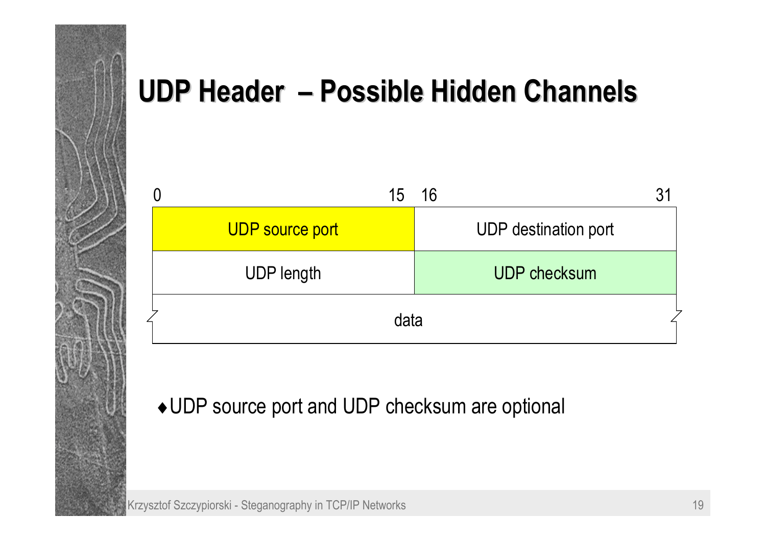# UDP Header – Possible Hidden Channels

| 0 ... 15 | 16 ... 31 |
|---|---|
| UDP source port | UDP destination port |
| UDP length | UDP checksum |
| data | |

- UDP source port and UDP checksum are optional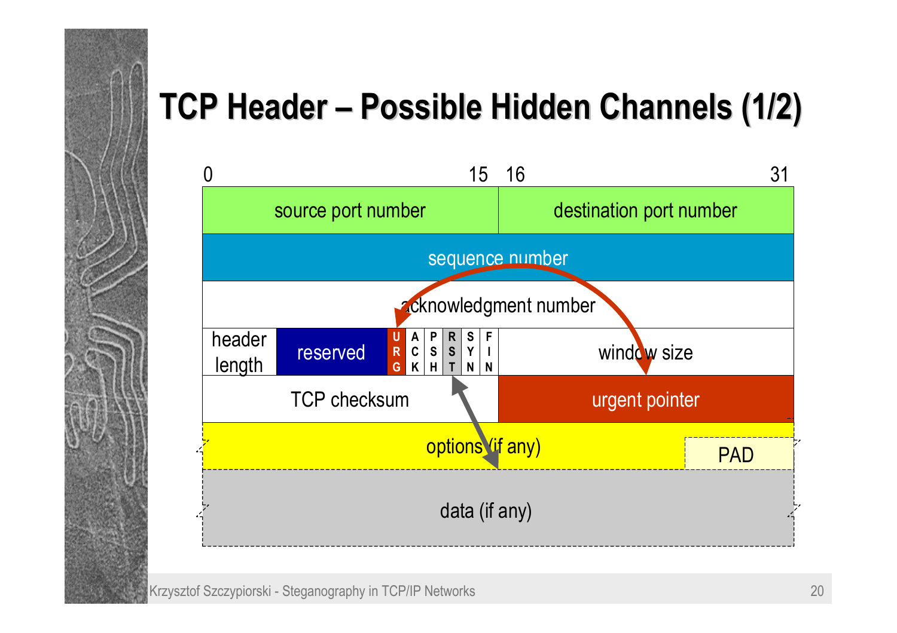# TCP Header – Possible Hidden Channels (1/2)

| 0 … 15 | | 16 … 31 |
|---|---|---|
| source port number | | destination port number |
| sequence number | | |
| acknowledgment number | | |
| header length | reserved | URG, ACK, PSH, RST, SYN, FIN | window size |
| TCP checksum | | urgent pointer |
| options (if any) | | PAD |
| data (if any) | | |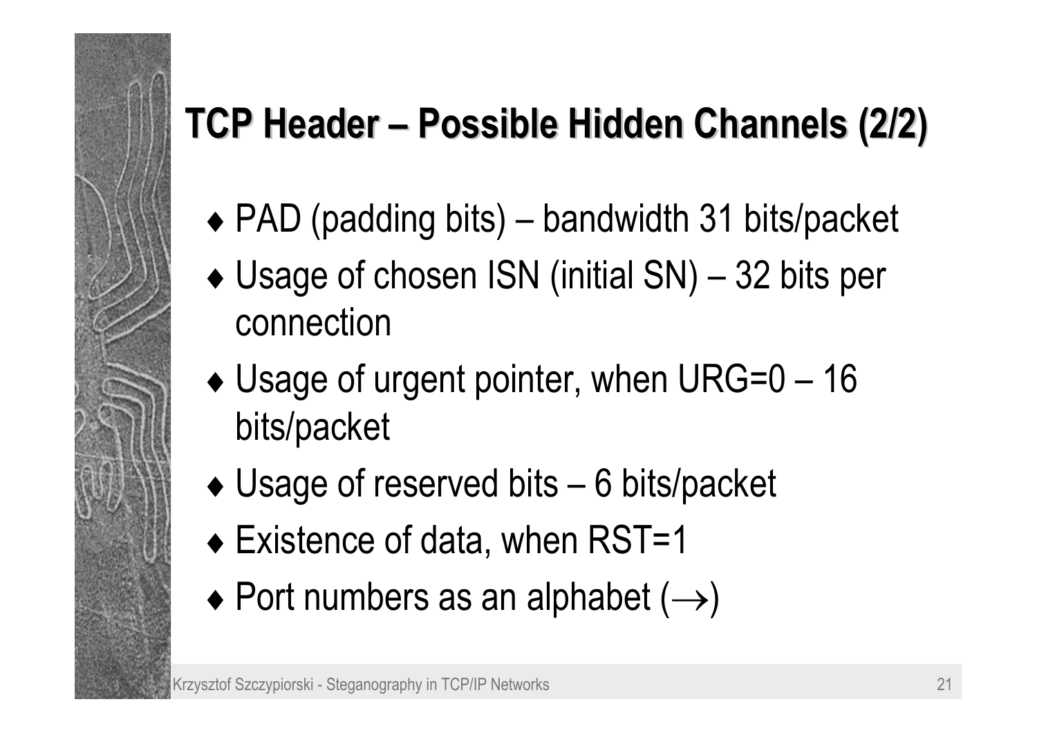# TCP Header – Possible Hidden Channels (2/2)

- PAD (padding bits) – bandwidth 31 bits/packet
- Usage of chosen ISN (initial SN) – 32 bits per connection
- Usage of urgent pointer, when URG=0 – 16 bits/packet
- Usage of reserved bits – 6 bits/packet
- Existence of data, when RST=1
- Port numbers as an alphabet ($\rightarrow$)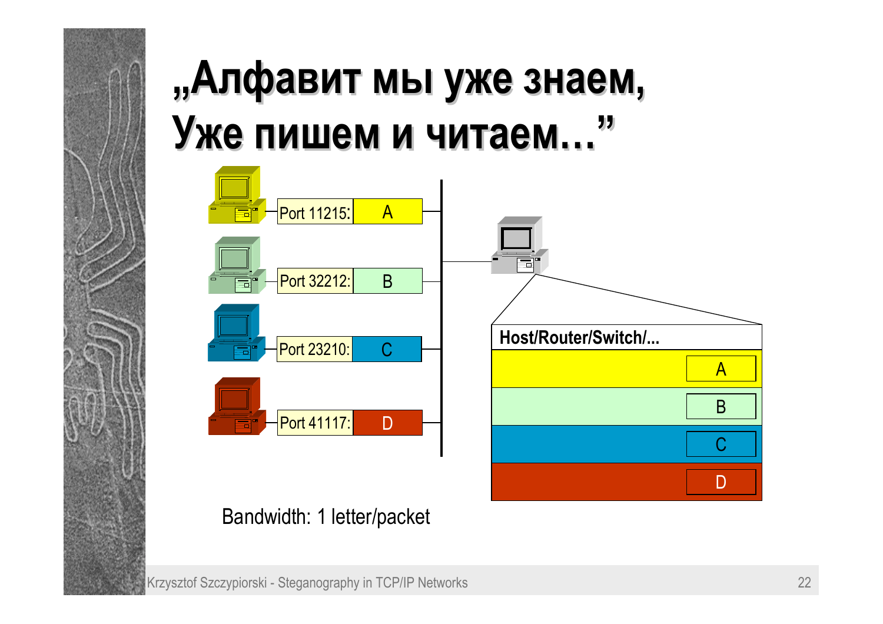# „Алфавит мы уже знаем, Уже пишем и читаем…”

Port 11215: A

Port 32212: B

Port 23210: C

Port 41117: D

Host/Router/Switch/...

A

B

C

D

Bandwidth: 1 letter/packet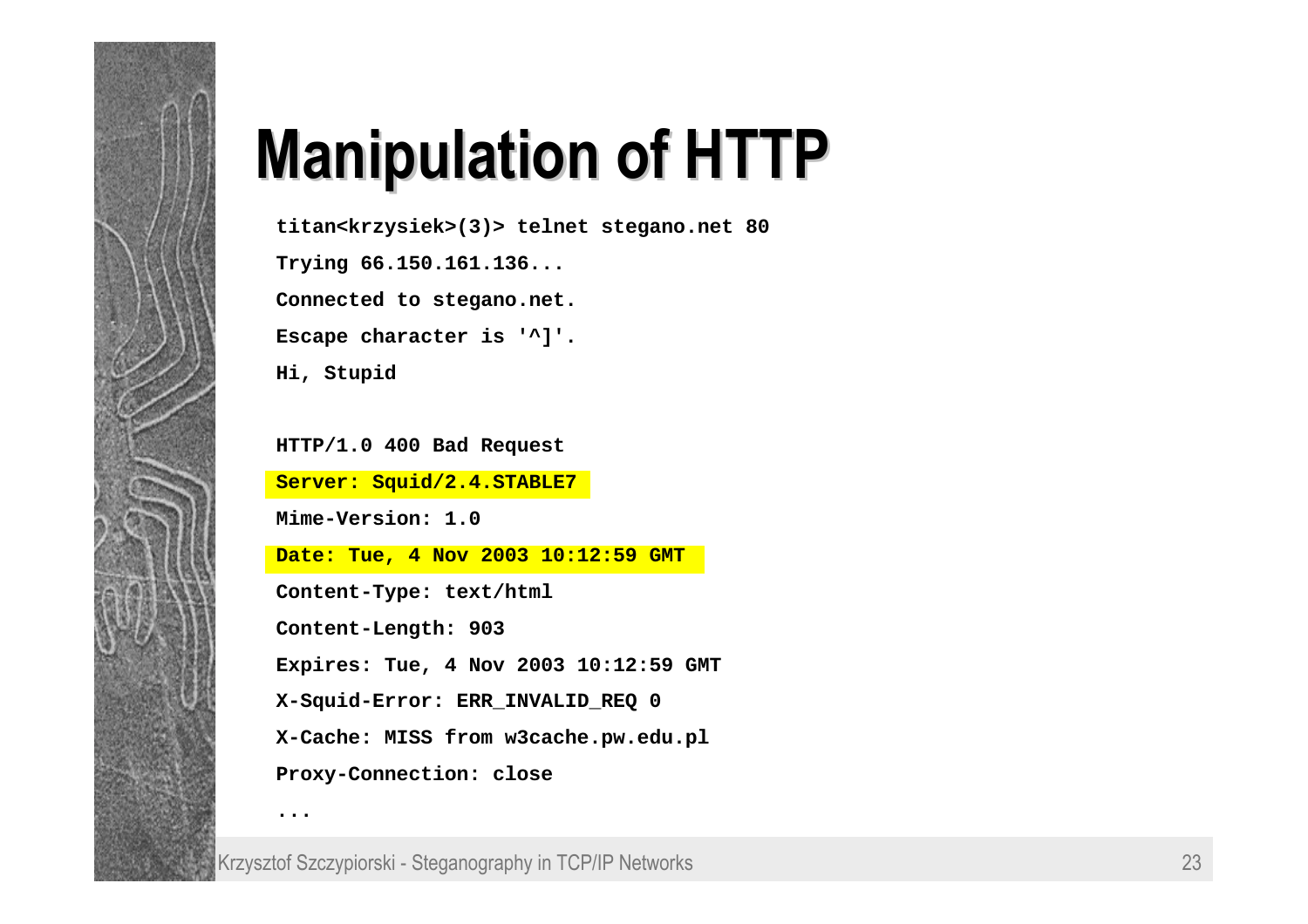# Manipulation of HTTP

```
titan<krzysiek>(3)> telnet stegano.net 80
Trying 66.150.161.136...
Connected to stegano.net.
Escape character is '^]'.
Hi, Stupid

HTTP/1.0 400 Bad Request
Server: Squid/2.4.STABLE7
Mime-Version: 1.0
Date: Tue, 4 Nov 2003 10:12:59 GMT
Content-Type: text/html
Content-Length: 903
Expires: Tue, 4 Nov 2003 10:12:59 GMT
X-Squid-Error: ERR_INVALID_REQ 0
X-Cache: MISS from w3cache.pw.edu.pl
Proxy-Connection: close
...
```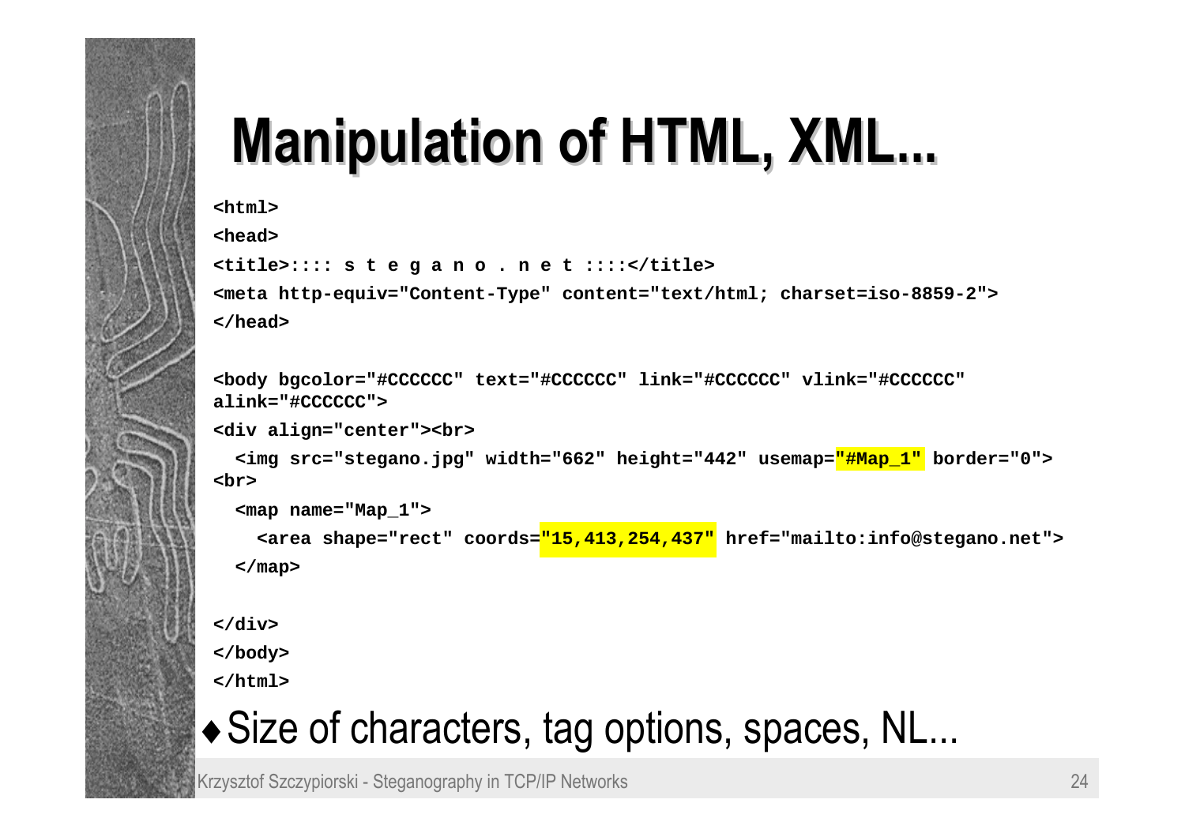# Manipulation of HTML, XML...

```
<html>
<head>
<title>:::: s t e g a n o . n e t ::::</title>
<meta http-equiv="Content-Type" content="text/html; charset=iso-8859-2">
</head>

<body bgcolor="#CCCCCC" text="#CCCCCC" link="#CCCCCC" vlink="#CCCCCC"
alink="#CCCCCC">
<div align="center"><br>
  <img src="stegano.jpg" width="662" height="442" usemap="#Map_1" border="0">
<br>
  <map name="Map_1">
    <area shape="rect" coords="15,413,254,437" href="mailto:info@stegano.net">
  </map>

</div>
</body>
</html>
```

- Size of characters, tag options, spaces, NL...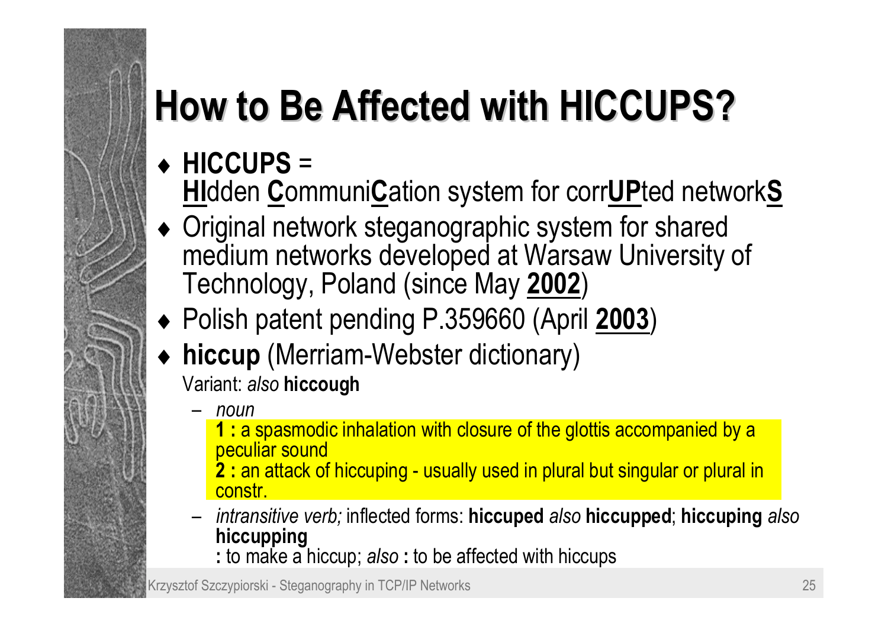# How to Be Affected with HICCUPS?

- **HICCUPS** = **HI**dden **C**ommuni**C**ation system for corr**UP**ted network**S**
- Original network steganographic system for shared medium networks developed at Warsaw University of Technology, Poland (since May **2002**)
- Polish patent pending P.359660 (April **2003**)
- **hiccup** (Merriam-Webster dictionary)

  Variant: *also* **hiccough**

  - *noun*

    **1 :** a spasmodic inhalation with closure of the glottis accompanied by a peculiar sound

    **2 :** an attack of hiccuping - usually used in plural but singular or plural in constr.

  - *intransitive verb;* inflected forms: **hiccuped** *also* **hiccupped**; **hiccuping** *also* **hiccupping**

    **:** to make a hiccup; *also* **:** to be affected with hiccups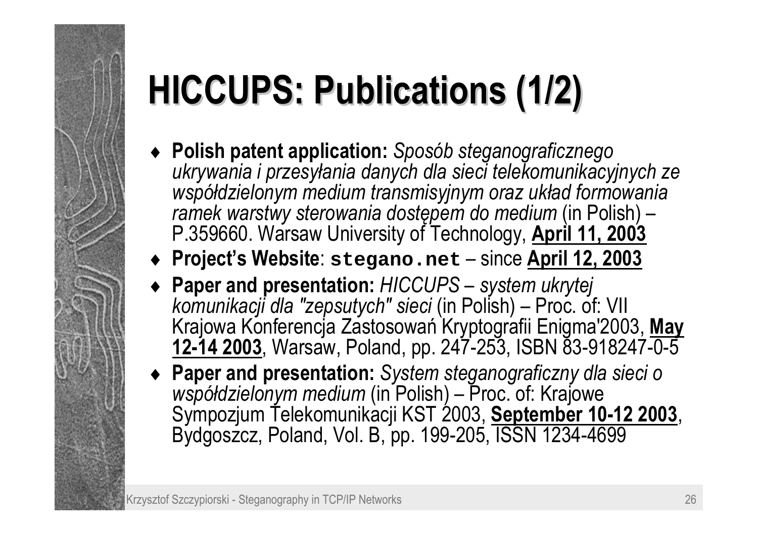# HICCUPS: Publications (1/2)

- **Polish patent application:** *Sposób steganograficznego ukrywania i przesyłania danych dla sieci telekomunikacyjnych ze współdzielonym medium transmisyjnym oraz układ formowania ramek warstwy sterowania dostępem do medium* (in Polish) – P.359660. Warsaw University of Technology, **April 11, 2003**
- **Project's Website**: `stegano.net` – since **April 12, 2003**
- **Paper and presentation:** *HICCUPS – system ukrytej komunikacji dla "zepsutych" sieci* (in Polish) – Proc. of: VII Krajowa Konferencja Zastosowań Kryptografii Enigma'2003, **May 12-14 2003**, Warsaw, Poland, pp. 247-253, ISBN 83-918247-0-5
- **Paper and presentation:** *System steganograficzny dla sieci o współdzielonym medium* (in Polish) – Proc. of: Krajowe Sympozjum Telekomunikacji KST 2003, **September 10-12 2003**, Bydgoszcz, Poland, Vol. B, pp. 199-205, ISSN 1234-4699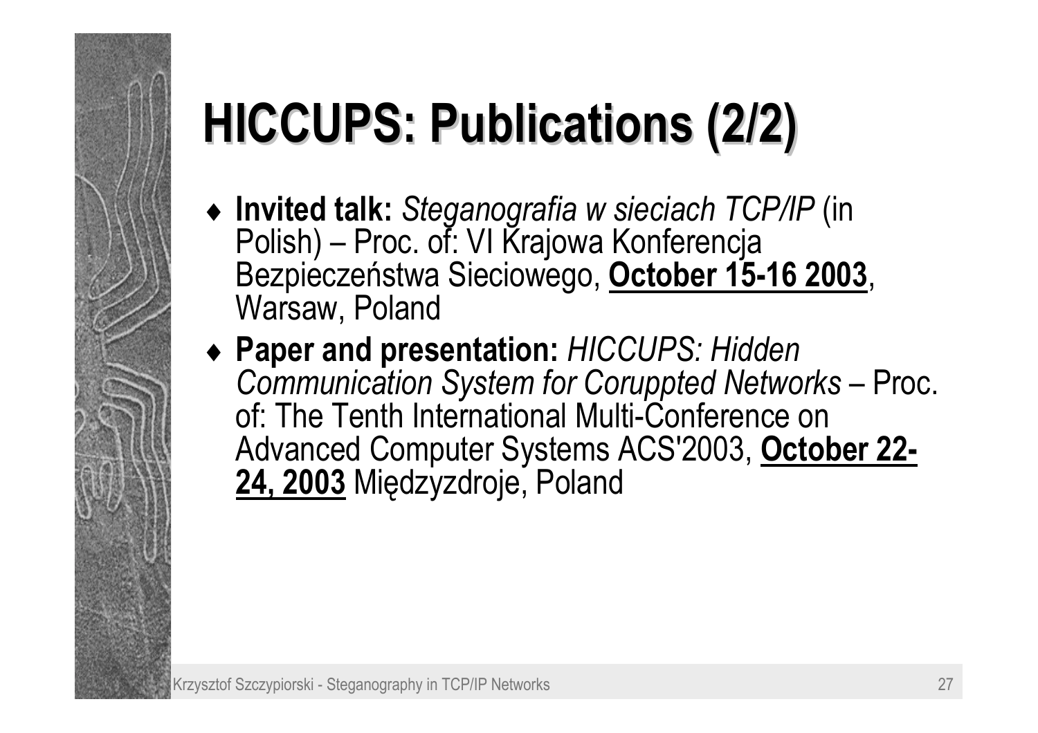# HICCUPS: Publications (2/2)

- **Invited talk:** *Steganografia w sieciach TCP/IP* (in Polish) – Proc. of: VI Krajowa Konferencja Bezpieczeństwa Sieciowego, **October 15-16 2003**, Warsaw, Poland
- **Paper and presentation:** *HICCUPS: Hidden Communication System for Coruppted Networks* – Proc. of: The Tenth International Multi-Conference on Advanced Computer Systems ACS'2003, **October 22-24, 2003** Międzyzdroje, Poland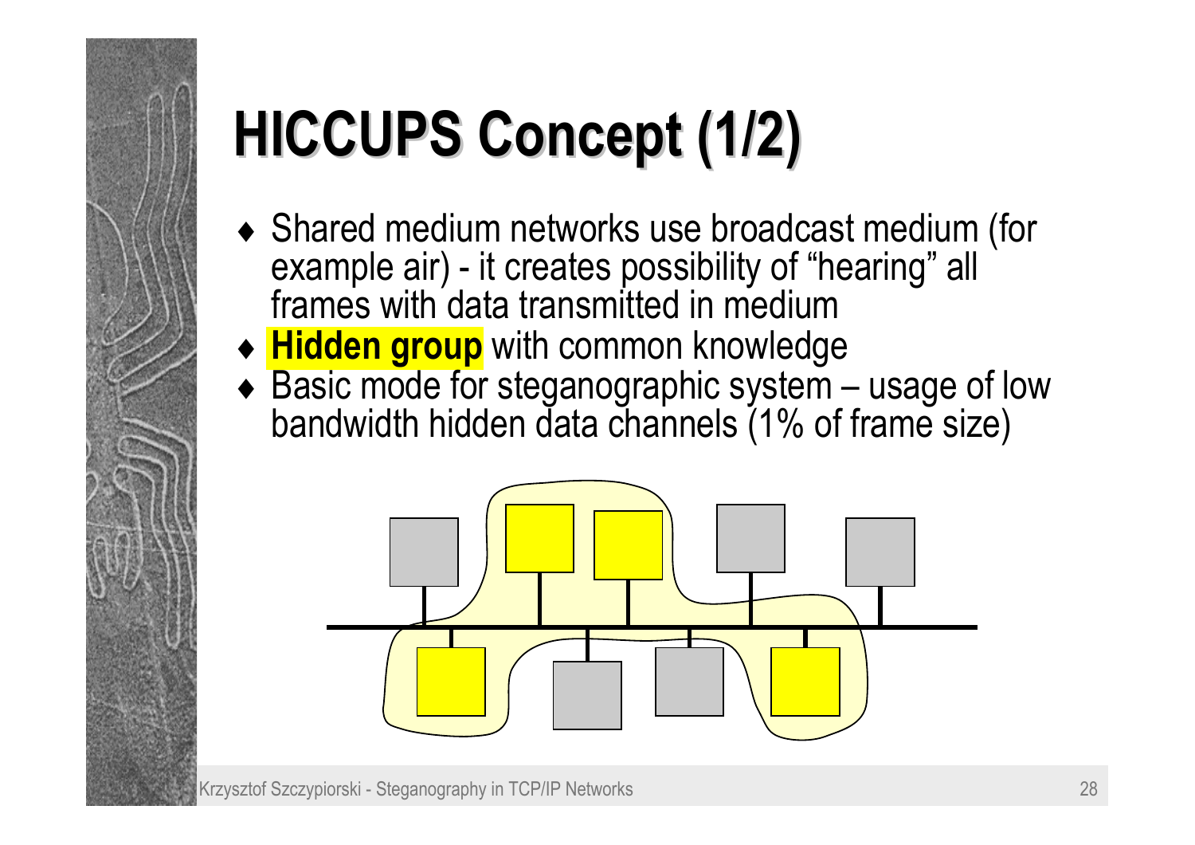# HICCUPS Concept (1/2)

- Shared medium networks use broadcast medium (for example air) - it creates possibility of "hearing" all frames with data transmitted in medium
- **Hidden group** with common knowledge
- Basic mode for steganographic system – usage of low bandwidth hidden data channels (1% of frame size)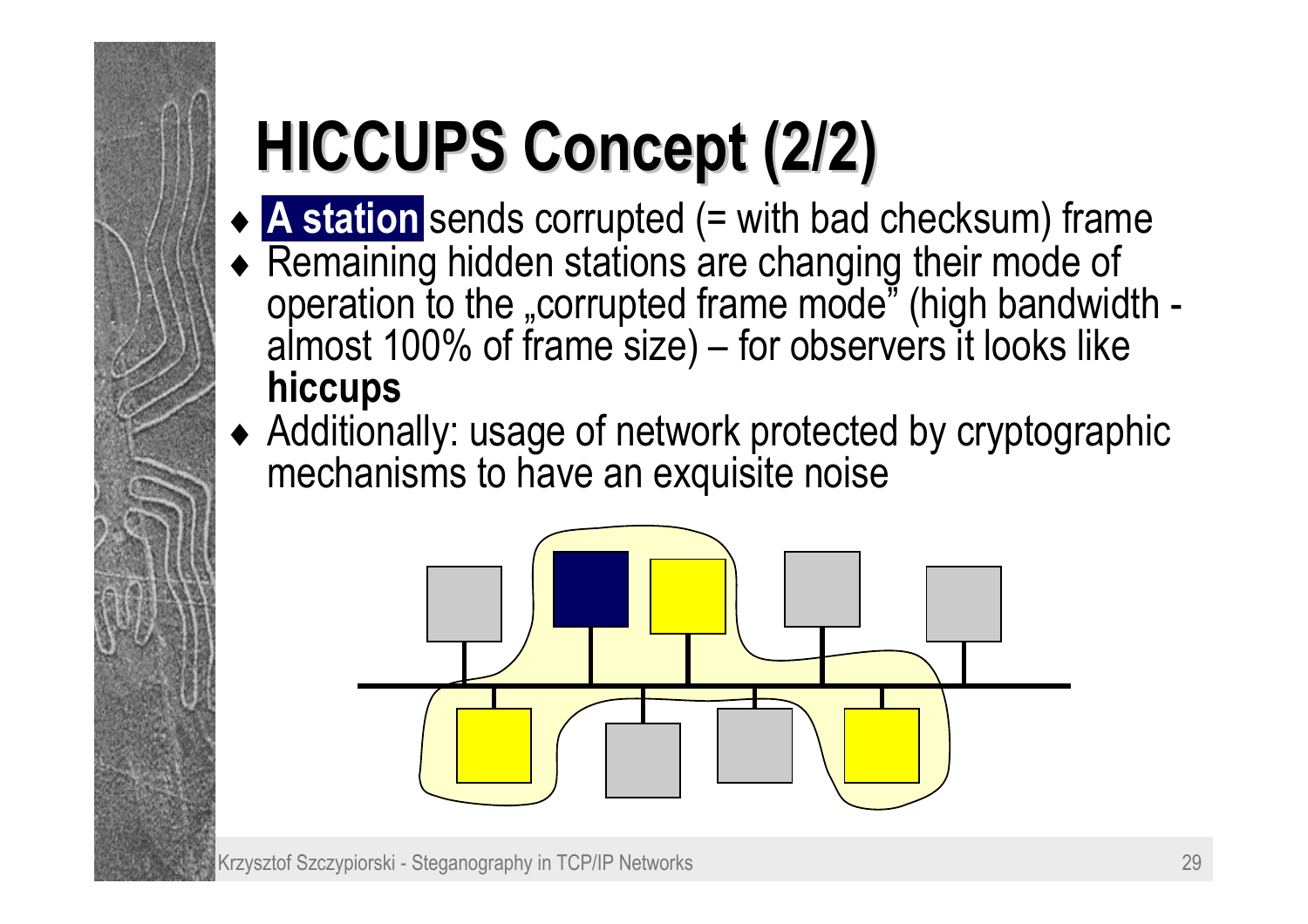# HICCUPS Concept (2/2)

- **A station** sends corrupted (= with bad checksum) frame
- Remaining hidden stations are changing their mode of operation to the „corrupted frame mode" (high bandwidth - almost 100% of frame size) – for observers it looks like **hiccups**
- Additionally: usage of network protected by cryptographic mechanisms to have an exquisite noise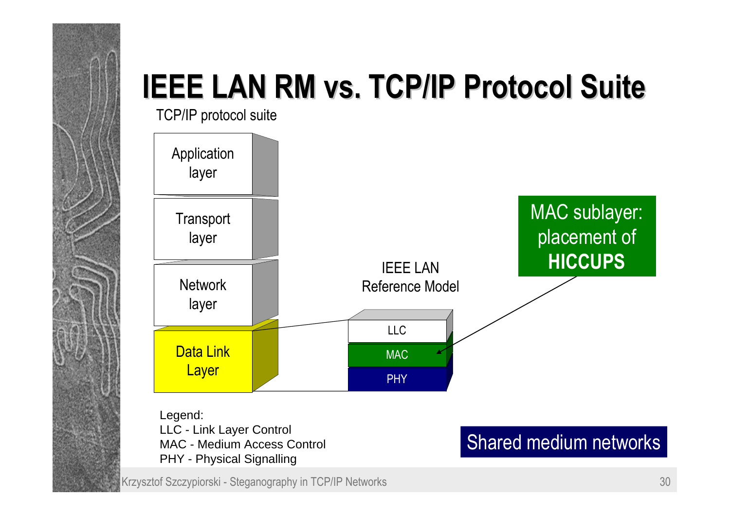# IEEE LAN RM vs. TCP/IP Protocol Suite

TCP/IP protocol suite

- Application layer
- Transport layer
- Network layer
- Data Link Layer

IEEE LAN Reference Model

- LLC
- MAC
- PHY

MAC sublayer: placement of **HICCUPS**

Legend:
LLC - Link Layer Control
MAC - Medium Access Control
PHY - Physical Signalling

Shared medium networks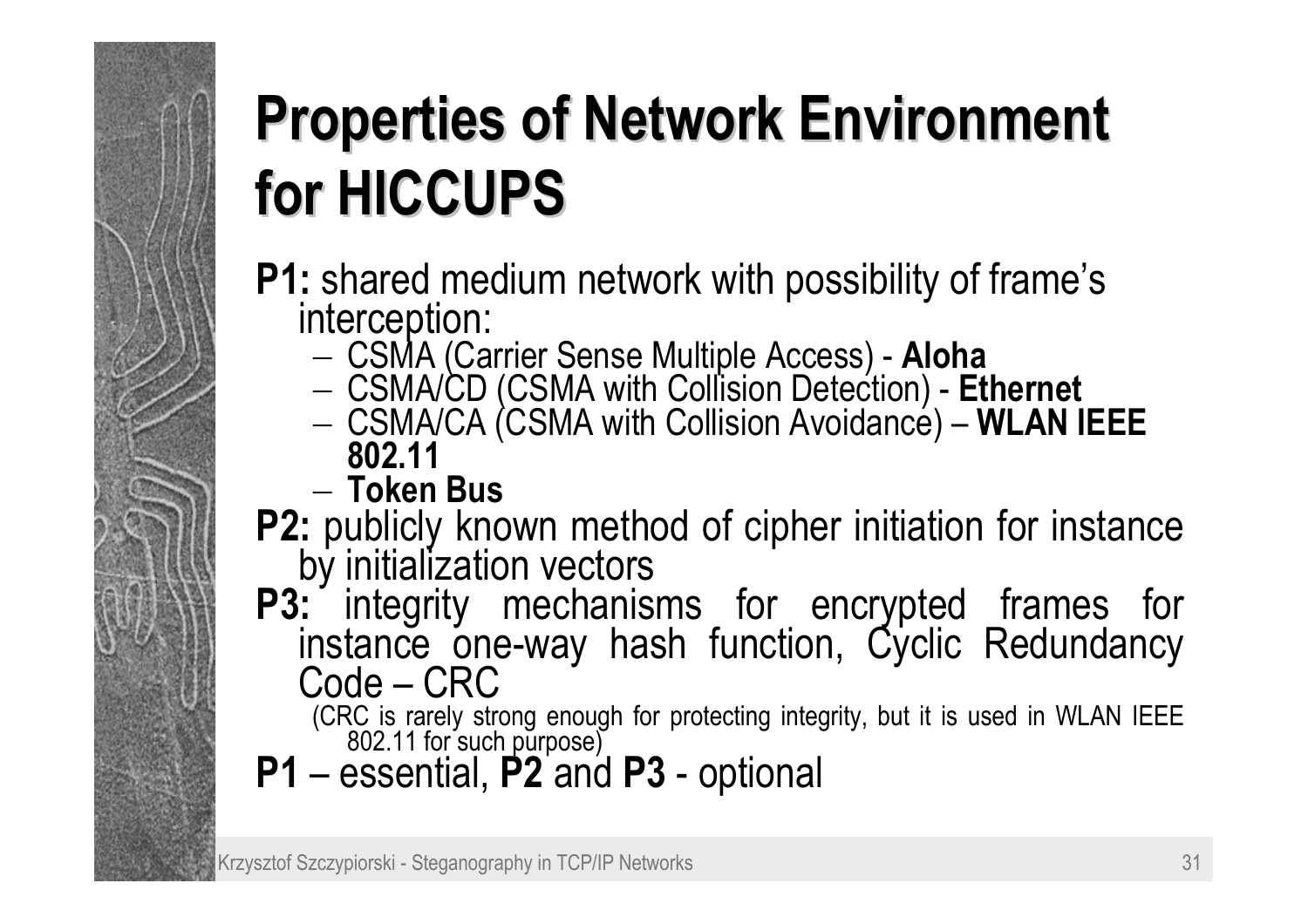# Properties of Network Environment for HICCUPS

**P1:** shared medium network with possibility of frame's interception:

- CSMA (Carrier Sense Multiple Access) - **Aloha**
- CSMA/CD (CSMA with Collision Detection) - **Ethernet**
- CSMA/CA (CSMA with Collision Avoidance) – **WLAN IEEE 802.11**
- **Token Bus**

**P2:** publicly known method of cipher initiation for instance by initialization vectors

**P3:** integrity mechanisms for encrypted frames for instance one-way hash function, Cyclic Redundancy Code – CRC

(CRC is rarely strong enough for protecting integrity, but it is used in WLAN IEEE 802.11 for such purpose)

**P1** – essential, **P2** and **P3** - optional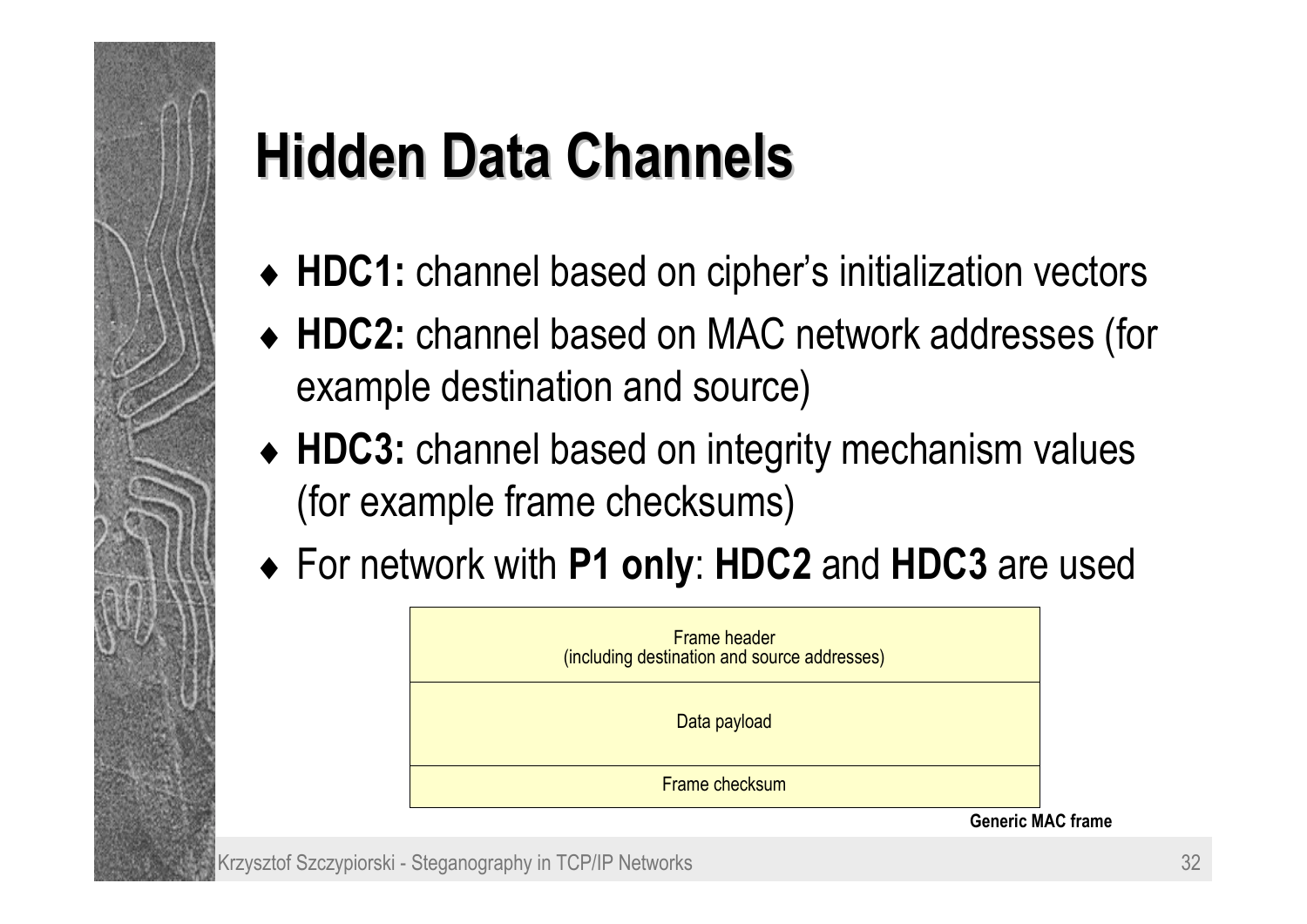# Hidden Data Channels

- **HDC1:** channel based on cipher's initialization vectors
- **HDC2:** channel based on MAC network addresses (for example destination and source)
- **HDC3:** channel based on integrity mechanism values (for example frame checksums)
- For network with **P1 only**: **HDC2** and **HDC3** are used

| Frame header (including destination and source addresses) |
|---|
| Data payload |
| Frame checksum |

**Generic MAC frame**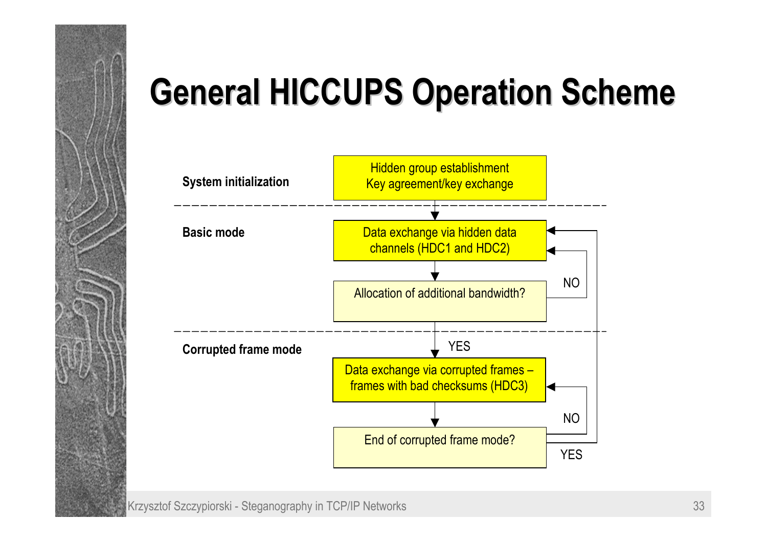# General HICCUPS Operation Scheme

**System initialization**

- Hidden group establishment
- Key agreement/key exchange

**Basic mode**

- Data exchange via hidden data channels (HDC1 and HDC2)
- Allocation of additional bandwidth?
  - NO → Data exchange via hidden data channels (HDC1 and HDC2)
  - YES → Data exchange via corrupted frames – frames with bad checksums (HDC3)

**Corrupted frame mode**

- Data exchange via corrupted frames – frames with bad checksums (HDC3)
- End of corrupted frame mode?
  - NO → Data exchange via corrupted frames – frames with bad checksums (HDC3)
  - YES → Data exchange via hidden data channels (HDC1 and HDC2)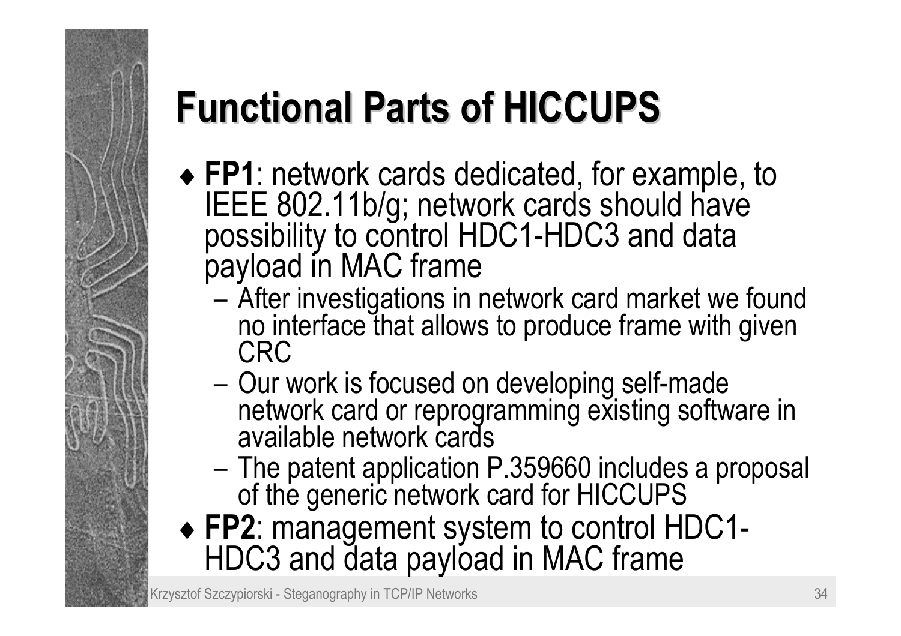# Functional Parts of HICCUPS

- **FP1**: network cards dedicated, for example, to IEEE 802.11b/g; network cards should have possibility to control HDC1-HDC3 and data payload in MAC frame
  - After investigations in network card market we found no interface that allows to produce frame with given CRC
  - Our work is focused on developing self-made network card or reprogramming existing software in available network cards
  - The patent application P.359660 includes a proposal of the generic network card for HICCUPS
- **FP2**: management system to control HDC1-HDC3 and data payload in MAC frame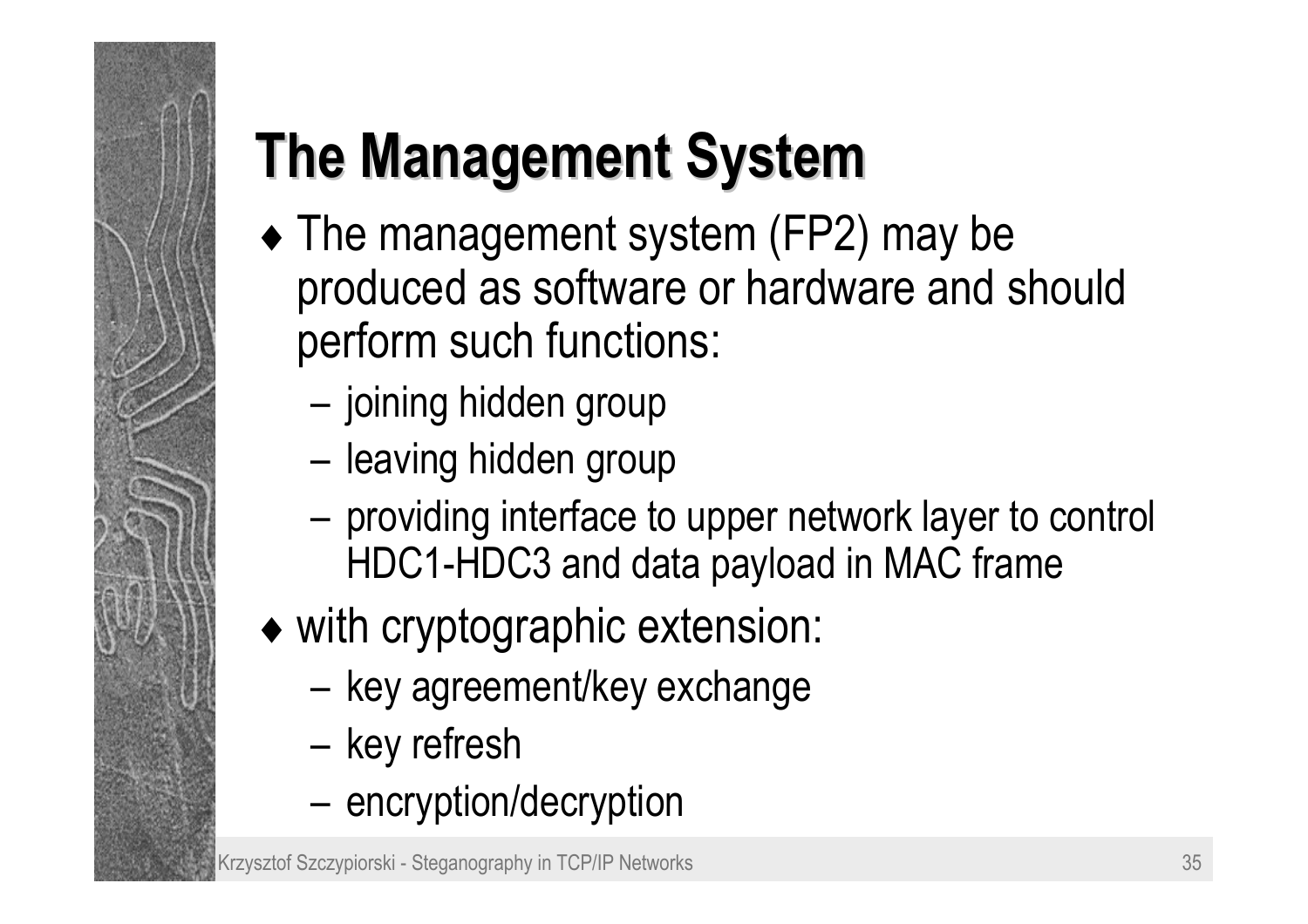# The Management System

- The management system (FP2) may be produced as software or hardware and should perform such functions:
  - joining hidden group
  - leaving hidden group
  - providing interface to upper network layer to control HDC1-HDC3 and data payload in MAC frame
- with cryptographic extension:
  - key agreement/key exchange
  - key refresh
  - encryption/decryption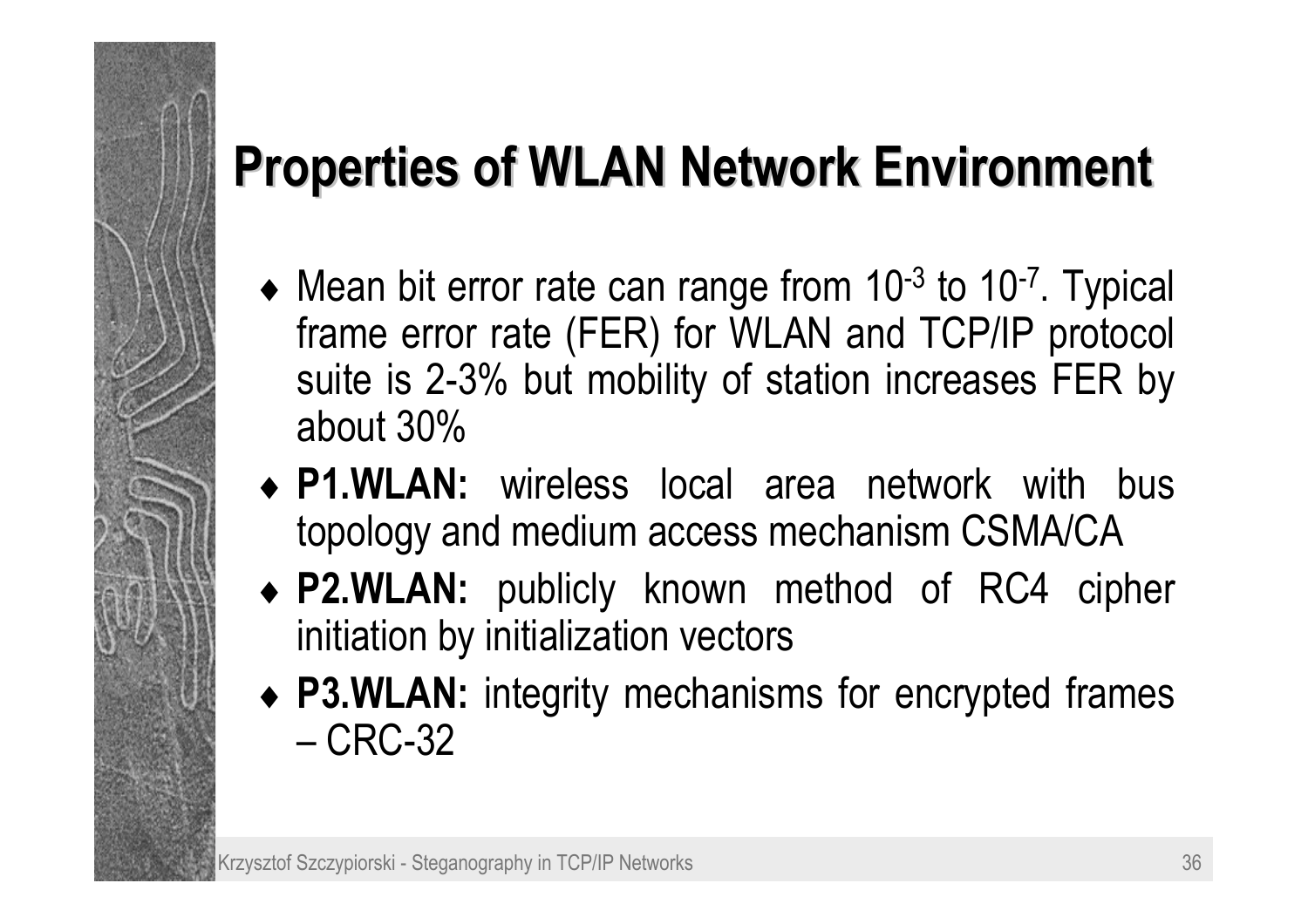# Properties of WLAN Network Environment

- Mean bit error rate can range from $10^{-3}$ to $10^{-7}$. Typical frame error rate (FER) for WLAN and TCP/IP protocol suite is 2-3% but mobility of station increases FER by about 30%
- **P1.WLAN:** wireless local area network with bus topology and medium access mechanism CSMA/CA
- **P2.WLAN:** publicly known method of RC4 cipher initiation by initialization vectors
- **P3.WLAN:** integrity mechanisms for encrypted frames – CRC-32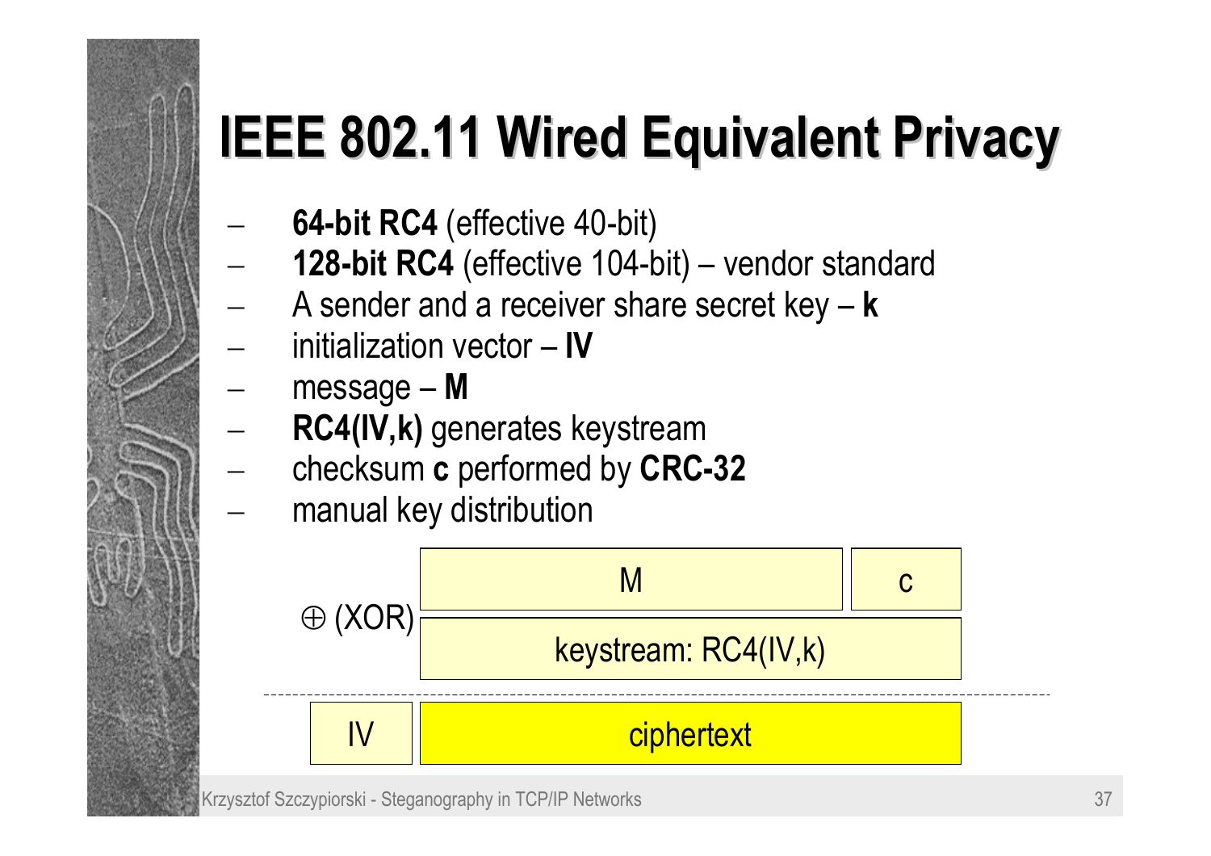# IEEE 802.11 Wired Equivalent Privacy

- **64-bit RC4** (effective 40-bit)
- **128-bit RC4** (effective 104-bit) – vendor standard
- A sender and a receiver share secret key – **k**
- initialization vector – **IV**
- message – **M**
- **RC4(IV,k)** generates keystream
- checksum **c** performed by **CRC-32**
- manual key distribution

| | M | c |
|---|---|---|
| ⊕ (XOR) | keystream: RC4(IV,k) | |
| IV | ciphertext | |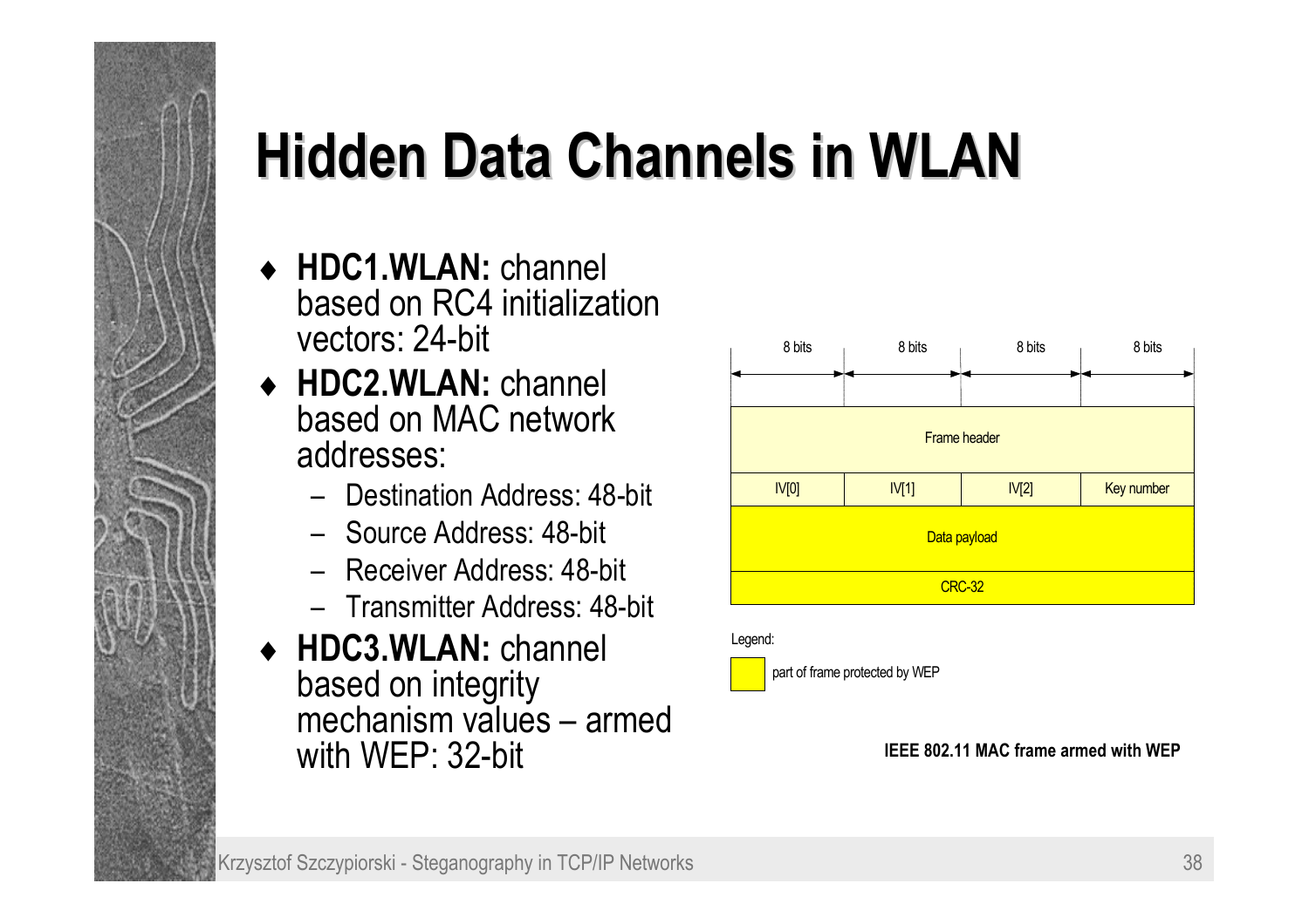# Hidden Data Channels in WLAN

- **HDC1.WLAN:** channel based on RC4 initialization vectors: 24-bit
- **HDC2.WLAN:** channel based on MAC network addresses:
  - Destination Address: 48-bit
  - Source Address: 48-bit
  - Receiver Address: 48-bit
  - Transmitter Address: 48-bit
- **HDC3.WLAN:** channel based on integrity mechanism values – armed with WEP: 32-bit

| 8 bits | 8 bits | 8 bits | 8 bits |
|---|---|---|---|
| Frame header | | | |
| IV[0] | IV[1] | IV[2] | Key number |
| Data payload | | | |
| CRC-32 | | | |

Legend:

(yellow) part of frame protected by WEP

**IEEE 802.11 MAC frame armed with WEP**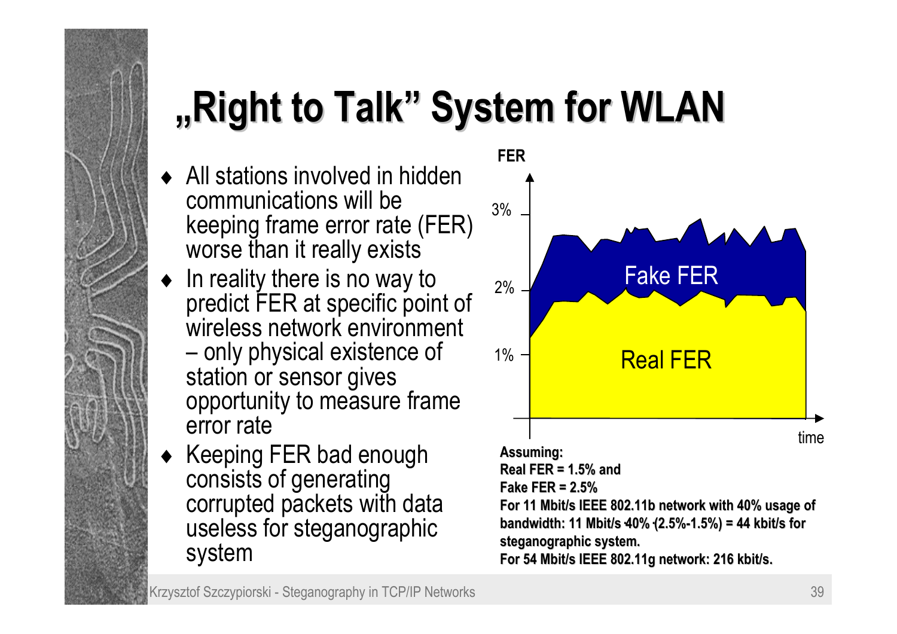# „Right to Talk" System for WLAN

- All stations involved in hidden communications will be keeping frame error rate (FER) worse than it really exists
- In reality there is no way to predict FER at specific point of wireless network environment – only physical existence of station or sensor gives opportunity to measure frame error rate
- Keeping FER bad enough consists of generating corrupted packets with data useless for steganographic system

**Assuming:**
**Real FER = 1.5% and**
**Fake FER = 2.5%**
**For 11 Mbit/s IEEE 802.11b network with 40% usage of bandwidth: 11 Mbit/s ·40% ·(2.5%-1.5%) = 44 kbit/s for steganographic system.**
**For 54 Mbit/s IEEE 802.11g network: 216 kbit/s.**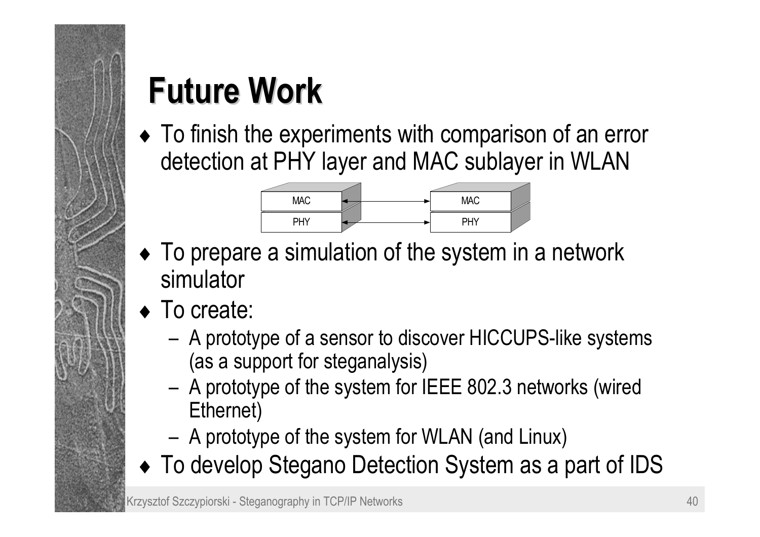# Future Work

- To finish the experiments with comparison of an error detection at PHY layer and MAC sublayer in WLAN

| MAC | ↔ | MAC |
|---|---|---|
| PHY | ↔ | PHY |

- To prepare a simulation of the system in a network simulator
- To create:
  - A prototype of a sensor to discover HICCUPS-like systems (as a support for steganalysis)
  - A prototype of the system for IEEE 802.3 networks (wired Ethernet)
  - A prototype of the system for WLAN (and Linux)
- To develop Stegano Detection System as a part of IDS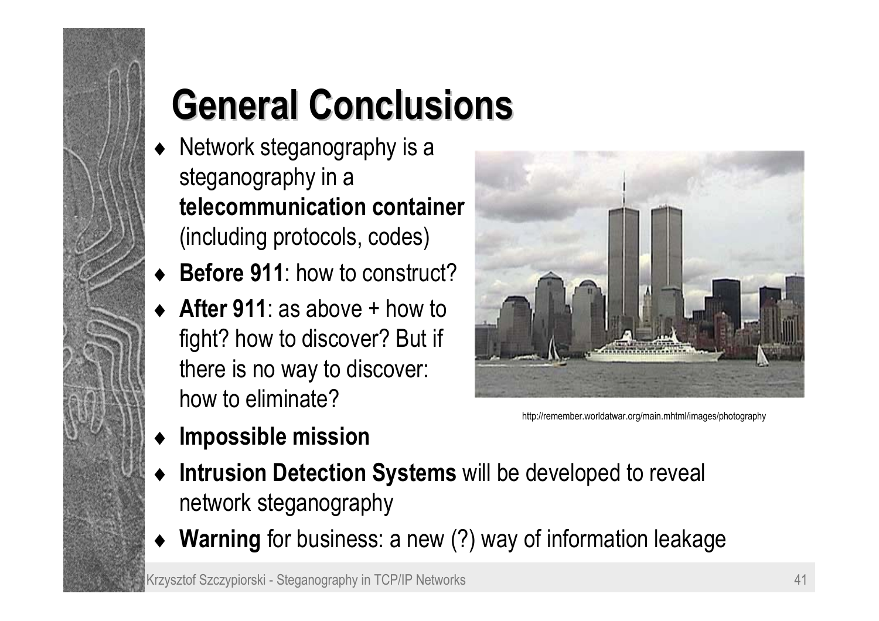# General Conclusions

- Network steganography is a steganography in a **telecommunication container** (including protocols, codes)
- **Before 911**: how to construct?
- **After 911**: as above + how to fight? how to discover? But if there is no way to discover: how to eliminate?
- **Impossible mission**
- **Intrusion Detection Systems** will be developed to reveal network steganography
- **Warning** for business: a new (?) way of information leakage

http://remember.worldatwar.org/main.mhtml/images/photography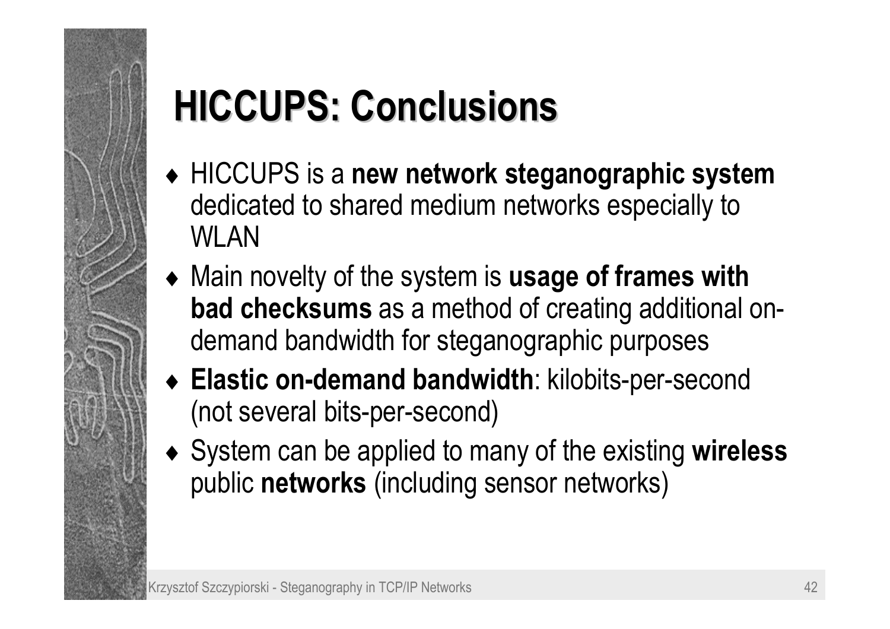# HICCUPS: Conclusions

- HICCUPS is a **new network steganographic system** dedicated to shared medium networks especially to WLAN
- Main novelty of the system is **usage of frames with bad checksums** as a method of creating additional on-demand bandwidth for steganographic purposes
- **Elastic on-demand bandwidth**: kilobits-per-second (not several bits-per-second)
- System can be applied to many of the existing **wireless** public **networks** (including sensor networks)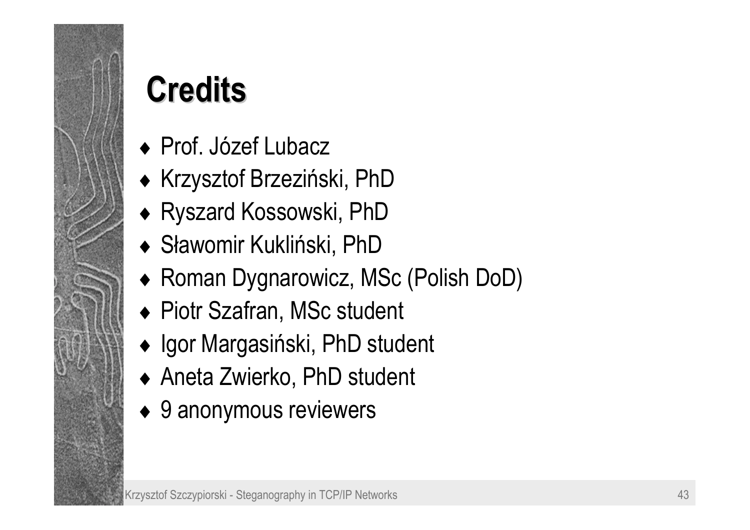# Credits

- Prof. Józef Lubacz
- Krzysztof Brzeziński, PhD
- Ryszard Kossowski, PhD
- Sławomir Kukliński, PhD
- Roman Dygnarowicz, MSc (Polish DoD)
- Piotr Szafran, MSc student
- Igor Margasiński, PhD student
- Aneta Zwierko, PhD student
- 9 anonymous reviewers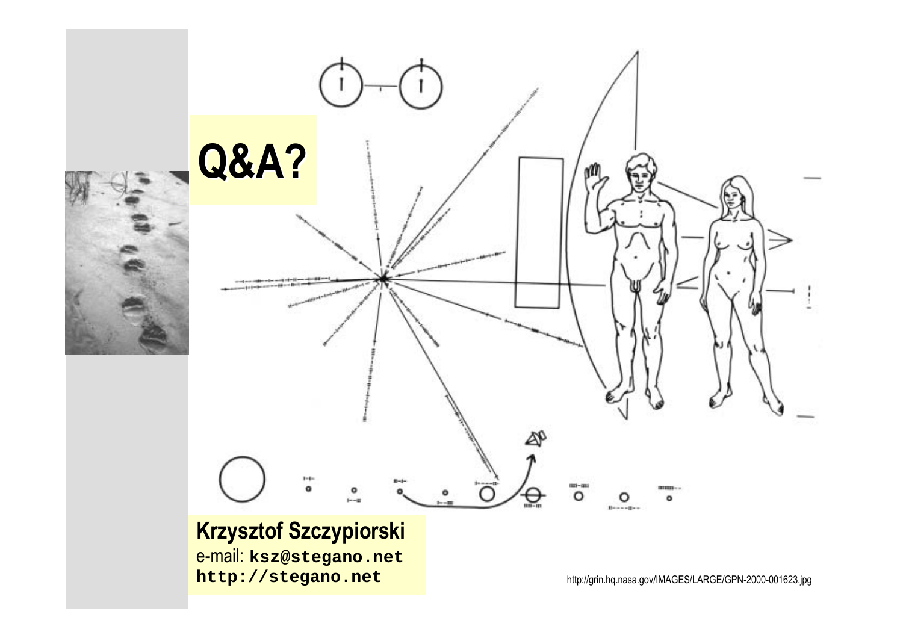# Q&A?

**Krzysztof Szczypiorski**
e-mail: **ksz@stegano.net**
**http://stegano.net**

http://grin.hq.nasa.gov/IMAGES/LARGE/GPN-2000-001623.jpg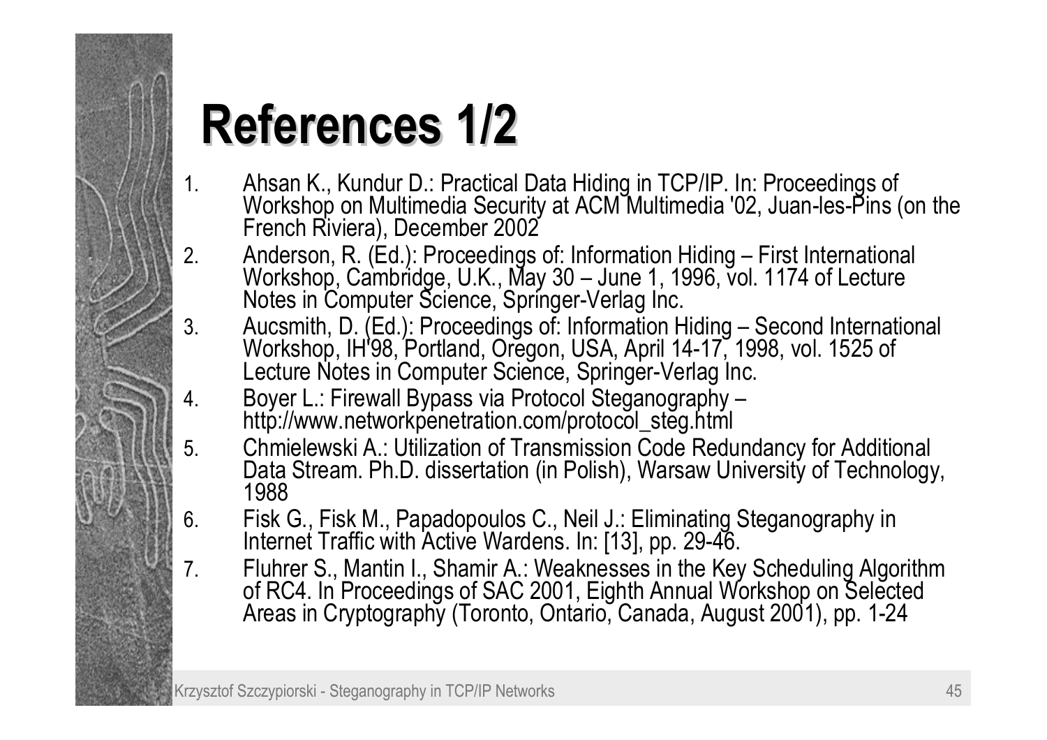# References 1/2

1. Ahsan K., Kundur D.: Practical Data Hiding in TCP/IP. In: Proceedings of Workshop on Multimedia Security at ACM Multimedia '02, Juan-les-Pins (on the French Riviera), December 2002
2. Anderson, R. (Ed.): Proceedings of: Information Hiding – First International Workshop, Cambridge, U.K., May 30 – June 1, 1996, vol. 1174 of Lecture Notes in Computer Science, Springer-Verlag Inc.
3. Aucsmith, D. (Ed.): Proceedings of: Information Hiding – Second International Workshop, IH'98, Portland, Oregon, USA, April 14-17, 1998, vol. 1525 of Lecture Notes in Computer Science, Springer-Verlag Inc.
4. Boyer L.: Firewall Bypass via Protocol Steganography – http://www.networkpenetration.com/protocol_steg.html
5. Chmielewski A.: Utilization of Transmission Code Redundancy for Additional Data Stream. Ph.D. dissertation (in Polish), Warsaw University of Technology, 1988
6. Fisk G., Fisk M., Papadopoulos C., Neil J.: Eliminating Steganography in Internet Traffic with Active Wardens. In: [13], pp. 29-46.
7. Fluhrer S., Mantin I., Shamir A.: Weaknesses in the Key Scheduling Algorithm of RC4. In Proceedings of SAC 2001, Eighth Annual Workshop on Selected Areas in Cryptography (Toronto, Ontario, Canada, August 2001), pp. 1-24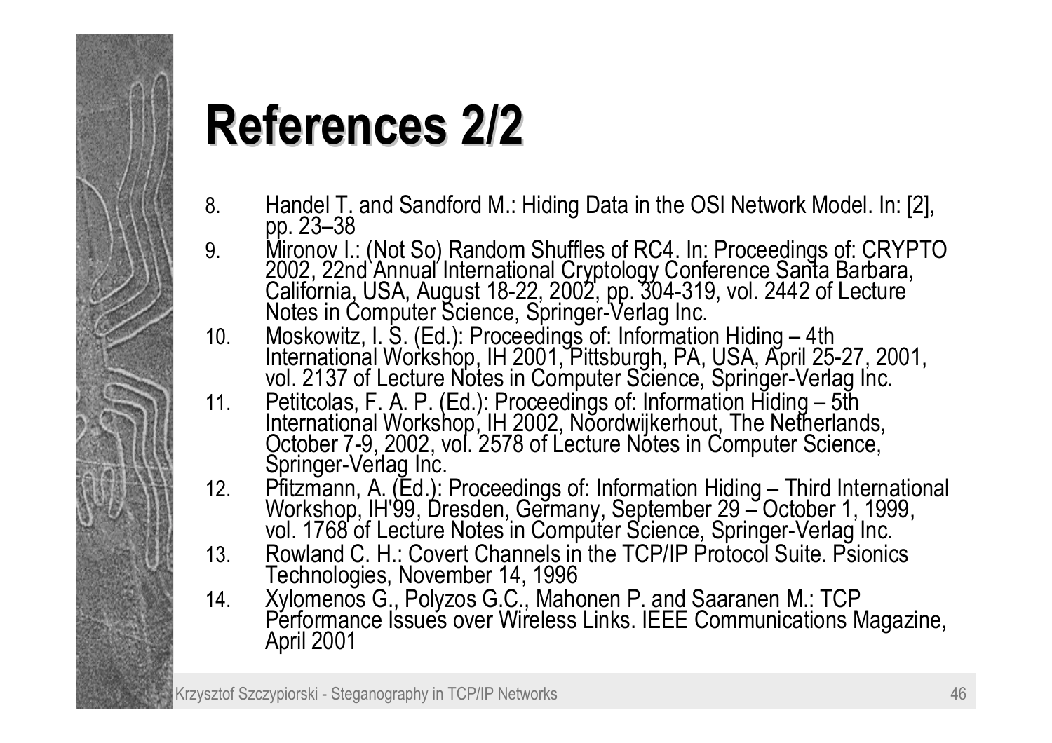# References 2/2

8. Handel T. and Sandford M.: Hiding Data in the OSI Network Model. In: [2], pp. 23–38
9. Mironov I.: (Not So) Random Shuffles of RC4. In: Proceedings of: CRYPTO 2002, 22nd Annual International Cryptology Conference Santa Barbara, California, USA, August 18-22, 2002, pp. 304-319, vol. 2442 of Lecture Notes in Computer Science, Springer-Verlag Inc.
10. Moskowitz, I. S. (Ed.): Proceedings of: Information Hiding – 4th International Workshop, IH 2001, Pittsburgh, PA, USA, April 25-27, 2001, vol. 2137 of Lecture Notes in Computer Science, Springer-Verlag Inc.
11. Petitcolas, F. A. P. (Ed.): Proceedings of: Information Hiding – 5th International Workshop, IH 2002, Noordwijkerhout, The Netherlands, October 7-9, 2002, vol. 2578 of Lecture Notes in Computer Science, Springer-Verlag Inc.
12. Pfitzmann, A. (Ed.): Proceedings of: Information Hiding – Third International Workshop, IH'99, Dresden, Germany, September 29 – October 1, 1999, vol. 1768 of Lecture Notes in Computer Science, Springer-Verlag Inc.
13. Rowland C. H.: Covert Channels in the TCP/IP Protocol Suite. Psionics Technologies, November 14, 1996
14. Xylomenos G., Polyzos G.C., Mahonen P. and Saaranen M.: TCP Performance Issues over Wireless Links. IEEE Communications Magazine, April 2001